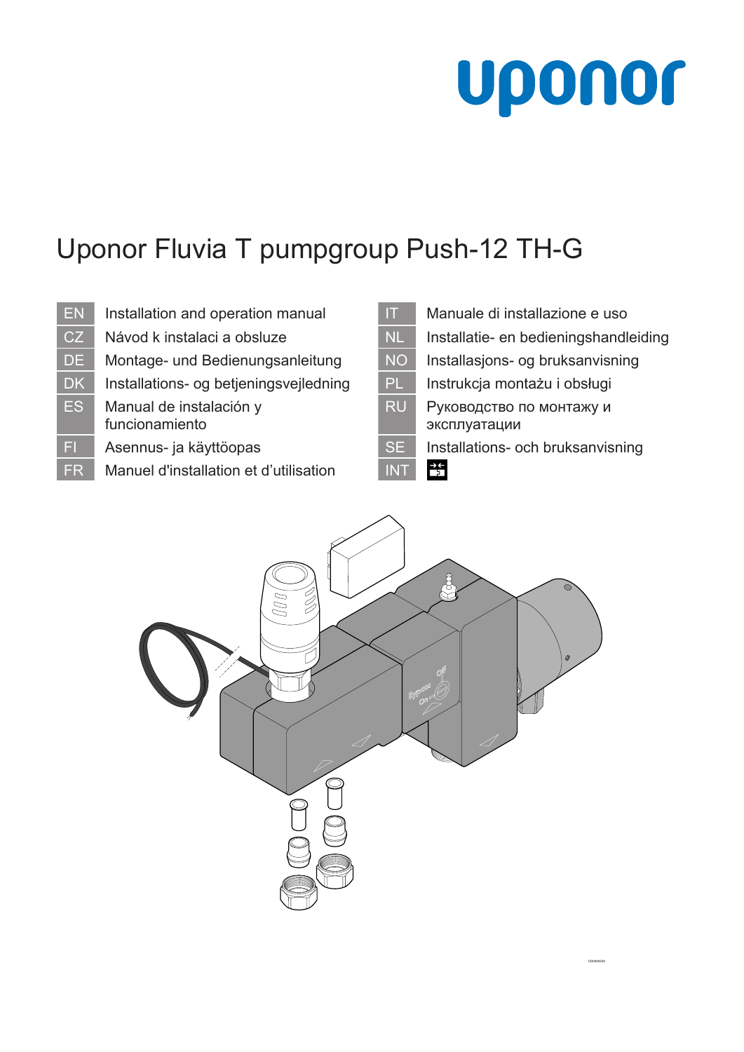uponor

# Uponor Fluvia T pumpgroup Push-12 TH-G

| | |
|---|---|
| EN | Installation and operation manual |
| CZ | Návod k instalaci a obsluze |
| DE | Montage- und Bedienungsanleitung |
| DK | Installations- og betjeningsvejledning |
| ES | Manual de instalación y funcionamiento |
| FI | Asennus- ja käyttöopas |
| FR | Manuel d'installation et d’utilisation |
| IT | Manuale di installazione e uso |
| NL | Installatie- en bedieningshandleiding |
| NO | Installasjons- og bruksanvisning |
| PL | Instrukcja montażu i obsługi |
| RU | Руководство по монтажу и эксплуатации |
| SE | Installations- och bruksanvisning |
| INT | |

Bypass
Off
On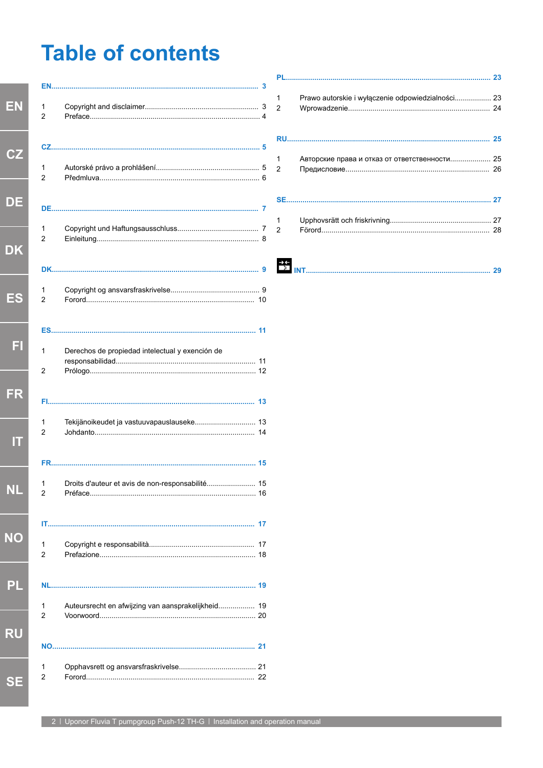# Table of contents

**EN** ..... 3

1 Copyright and disclaimer ..... 3
2 Preface ..... 4

**CZ** ..... 5

1 Autorské právo a prohlášení ..... 5
2 Předmluva ..... 6

**DE** ..... 7

1 Copyright und Haftungsausschluss ..... 7
2 Einleitung ..... 8

**DK** ..... 9

1 Copyright og ansvarsfraskrivelse ..... 9
2 Forord ..... 10

**ES** ..... 11

1 Derechos de propiedad intelectual y exención de responsabilidad ..... 11
2 Prólogo ..... 12

**FI** ..... 13

1 Tekijänoikeudet ja vastuuvapauslauseke ..... 13
2 Johdanto ..... 14

**FR** ..... 15

1 Droits d'auteur et avis de non-responsabilité ..... 15
2 Préface ..... 16

**IT** ..... 17

1 Copyright e responsabilità ..... 17
2 Prefazione ..... 18

**NL** ..... 19

1 Auteursrecht en afwijzing van aansprakelijkheid ..... 19
2 Voorwoord ..... 20

**NO** ..... 21

1 Opphavsrett og ansvarsfraskrivelse ..... 21
2 Forord ..... 22

**PL** ..... 23

1 Prawo autorskie i wyłączenie odpowiedzialności ..... 23
2 Wprowadzenie ..... 24

**RU** ..... 25

1 Авторские права и отказ от ответственности ..... 25
2 Предисловие ..... 26

**SE** ..... 27

1 Upphovsrätt och friskrivning ..... 27
2 Förord ..... 28

**INT** ..... 29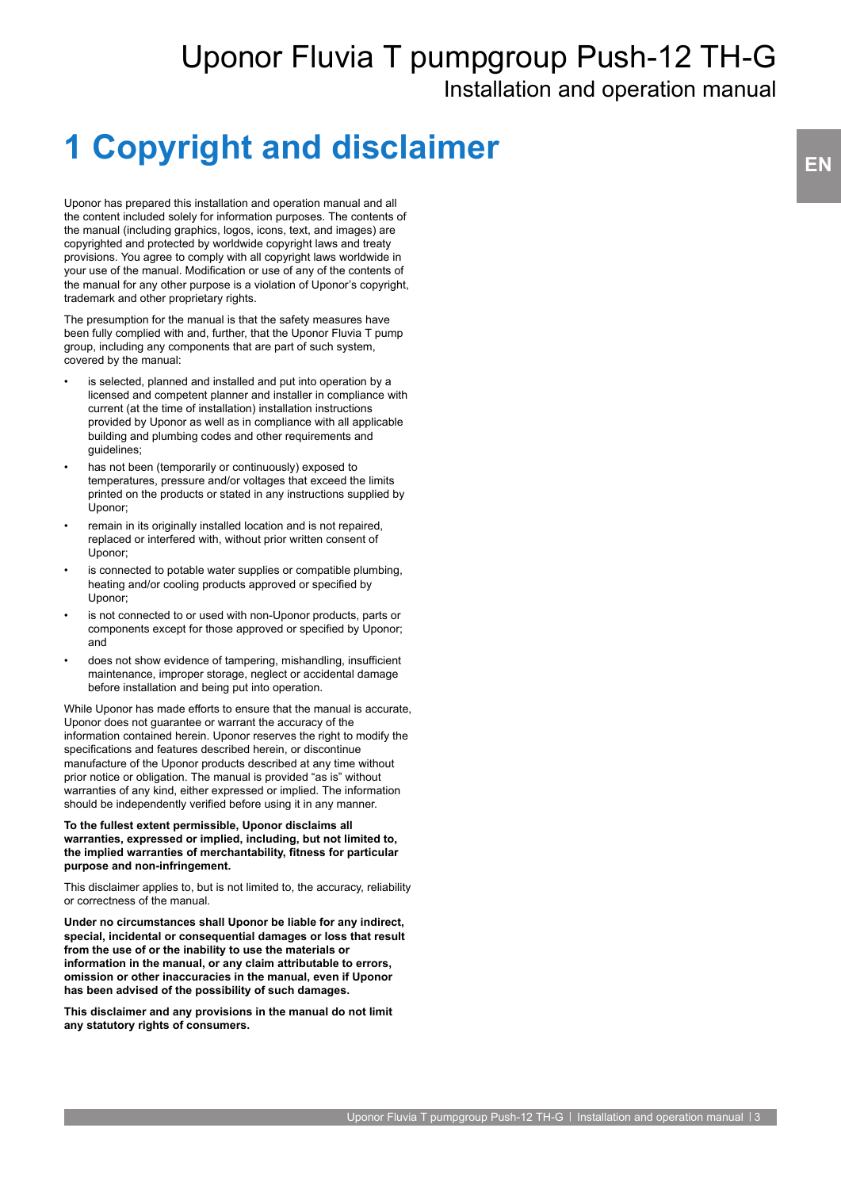# 1 Copyright and disclaimer

Uponor has prepared this installation and operation manual and all the content included solely for information purposes. The contents of the manual (including graphics, logos, icons, text, and images) are copyrighted and protected by worldwide copyright laws and treaty provisions. You agree to comply with all copyright laws worldwide in your use of the manual. Modification or use of any of the contents of the manual for any other purpose is a violation of Uponor's copyright, trademark and other proprietary rights.

The presumption for the manual is that the safety measures have been fully complied with and, further, that the Uponor Fluvia T pump group, including any components that are part of such system, covered by the manual:

- is selected, planned and installed and put into operation by a licensed and competent planner and installer in compliance with current (at the time of installation) installation instructions provided by Uponor as well as in compliance with all applicable building and plumbing codes and other requirements and guidelines;
- has not been (temporarily or continuously) exposed to temperatures, pressure and/or voltages that exceed the limits printed on the products or stated in any instructions supplied by Uponor;
- remain in its originally installed location and is not repaired, replaced or interfered with, without prior written consent of Uponor;
- is connected to potable water supplies or compatible plumbing, heating and/or cooling products approved or specified by Uponor;
- is not connected to or used with non-Uponor products, parts or components except for those approved or specified by Uponor; and
- does not show evidence of tampering, mishandling, insufficient maintenance, improper storage, neglect or accidental damage before installation and being put into operation.

While Uponor has made efforts to ensure that the manual is accurate, Uponor does not guarantee or warrant the accuracy of the information contained herein. Uponor reserves the right to modify the specifications and features described herein, or discontinue manufacture of the Uponor products described at any time without prior notice or obligation. The manual is provided "as is" without warranties of any kind, either expressed or implied. The information should be independently verified before using it in any manner.

**To the fullest extent permissible, Uponor disclaims all warranties, expressed or implied, including, but not limited to, the implied warranties of merchantability, fitness for particular purpose and non-infringement.**

This disclaimer applies to, but is not limited to, the accuracy, reliability or correctness of the manual.

**Under no circumstances shall Uponor be liable for any indirect, special, incidental or consequential damages or loss that result from the use of or the inability to use the materials or information in the manual, or any claim attributable to errors, omission or other inaccuracies in the manual, even if Uponor has been advised of the possibility of such damages.**

**This disclaimer and any provisions in the manual do not limit any statutory rights of consumers.**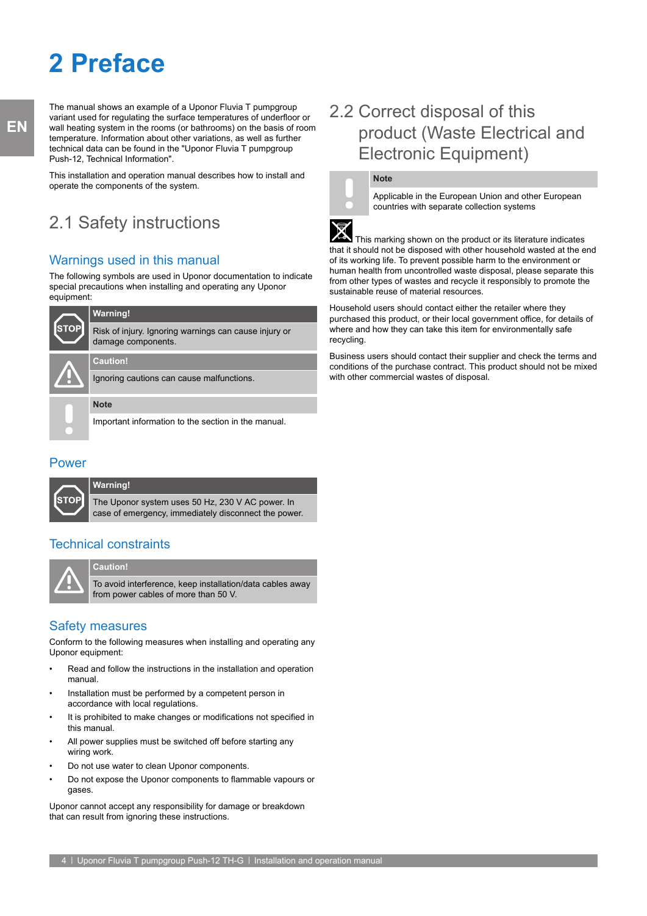# 2 Preface

The manual shows an example of a Uponor Fluvia T pumpgroup variant used for regulating the surface temperatures of underfloor or wall heating system in the rooms (or bathrooms) on the basis of room temperature. Information about other variations, as well as further technical data can be found in the "Uponor Fluvia T pumpgroup Push-12, Technical Information".

This installation and operation manual describes how to install and operate the components of the system.

## 2.1 Safety instructions

### Warnings used in this manual

The following symbols are used in Uponor documentation to indicate special precautions when installing and operating any Uponor equipment:

**Warning!**

Risk of injury. Ignoring warnings can cause injury or damage components.

**Caution!**

Ignoring cautions can cause malfunctions.

**Note**

Important information to the section in the manual.

### Power

**Warning!**

The Uponor system uses 50 Hz, 230 V AC power. In case of emergency, immediately disconnect the power.

### Technical constraints

**Caution!**

To avoid interference, keep installation/data cables away from power cables of more than 50 V.

### Safety measures

Conform to the following measures when installing and operating any Uponor equipment:

- Read and follow the instructions in the installation and operation manual.
- Installation must be performed by a competent person in accordance with local regulations.
- It is prohibited to make changes or modifications not specified in this manual.
- All power supplies must be switched off before starting any wiring work.
- Do not use water to clean Uponor components.
- Do not expose the Uponor components to flammable vapours or gases.

Uponor cannot accept any responsibility for damage or breakdown that can result from ignoring these instructions.

## 2.2 Correct disposal of this product (Waste Electrical and Electronic Equipment)

**Note**

Applicable in the European Union and other European countries with separate collection systems

This marking shown on the product or its literature indicates that it should not be disposed with other household wasted at the end of its working life. To prevent possible harm to the environment or human health from uncontrolled waste disposal, please separate this from other types of wastes and recycle it responsibly to promote the sustainable reuse of material resources.

Household users should contact either the retailer where they purchased this product, or their local government office, for details of where and how they can take this item for environmentally safe recycling.

Business users should contact their supplier and check the terms and conditions of the purchase contract. This product should not be mixed with other commercial wastes of disposal.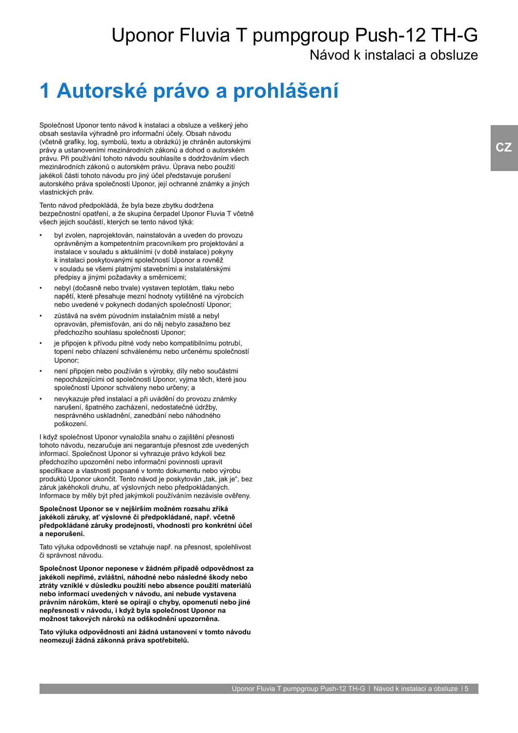# 1 Autorské právo a prohlášení

Společnost Uponor tento návod k instalaci a obsluze a veškerý jeho obsah sestavila výhradně pro informační účely. Obsah návodu (včetně grafiky, log, symbolů, textu a obrázků) je chráněn autorskými právy a ustanoveními mezinárodních zákonů a dohod o autorském právu. Při používání tohoto návodu souhlasíte s dodržováním všech mezinárodních zákonů o autorském právu. Úprava nebo použití jakékoli části tohoto návodu pro jiný účel představuje porušení autorského práva společnosti Uponor, její ochranné známky a jiných vlastnických práv.

Tento návod předpokládá, že byla beze zbytku dodržena bezpečnostní opatření, a že skupina čerpadel Uponor Fluvia T včetně všech jejich součástí, kterých se tento návod týká:

- byl zvolen, naprojektován, nainstalován a uveden do provozu oprávněným a kompetentním pracovníkem pro projektování a instalace v souladu s aktuálními (v době instalace) pokyny k instalaci poskytovanými společností Uponor a rovněž v souladu se všemi platnými stavebními a instalatérskými předpisy a jinými požadavky a směrnicemi;
- nebyl (dočasně nebo trvale) vystaven teplotám, tlaku nebo napětí, které přesahuje mezní hodnoty vytištěné na výrobcích nebo uvedené v pokynech dodaných společností Uponor;
- zůstává na svém původním instalačním místě a nebyl opravován, přemisťován, ani do něj nebylo zasaženo bez předchozího souhlasu společnosti Uponor;
- je připojen k přívodu pitné vody nebo kompatibilnímu potrubí, topení nebo chlazení schválenému nebo určenému společností Uponor;
- není připojen nebo používán s výrobky, díly nebo součástmi nepocházejícími od společnosti Uponor, vyjma těch, které jsou společností Uponor schváleny nebo určeny; a
- nevykazuje před instalací a při uvádění do provozu známky narušení, špatného zacházení, nedostatečné údržby, nesprávného uskladnění, zanedbání nebo náhodného poškození.

I když společnost Uponor vynaložila snahu o zajištění přesnosti tohoto návodu, nezaručuje ani negarantuje přesnost zde uvedených informací. Společnost Uponor si vyhrazuje právo kdykoli bez předchozího upozornění nebo informační povinnosti upravit specifikace a vlastnosti popsané v tomto dokumentu nebo výrobu produktů Uponor ukončit. Tento návod je poskytován „tak, jak je", bez záruk jakéhokoli druhu, ať výslovných nebo předpokládaných. Informace by měly být před jakýmkoli používáním nezávisle ověřeny.

**Společnost Uponor se v nejširším možném rozsahu zříká jakékoli záruky, ať výslovné či předpokládané, např. včetně předpokládané záruky prodejnosti, vhodnosti pro konkrétní účel a neporušení.**

Tato výluka odpovědnosti se vztahuje např. na přesnost, spolehlivost či správnost návodu.

**Společnost Uponor neponese v žádném případě odpovědnost za jakékoli nepřímé, zvláštní, náhodné nebo následné škody nebo ztráty vzniklé v důsledku použití nebo absence použití materiálů nebo informací uvedených v návodu, ani nebude vystavena právním nárokům, které se opírají o chyby, opomenutí nebo jiné nepřesnosti v návodu, i když byla společnost Uponor na možnost takových nároků na odškodnění upozorněna.**

**Tato výluka odpovědnosti ani žádná ustanovení v tomto návodu neomezují žádná zákonná práva spotřebitelů.**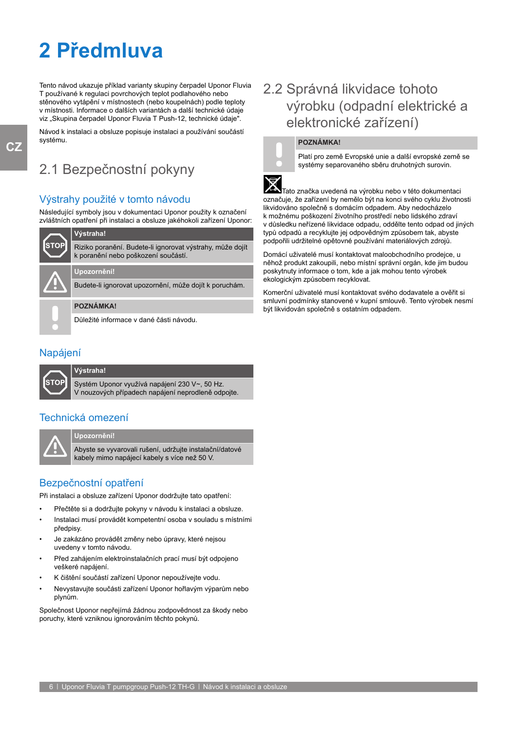# 2 Předmluva

Tento návod ukazuje příklad varianty skupiny čerpadel Uponor Fluvia T používané k regulaci povrchových teplot podlahového nebo stěnového vytápění v místnostech (nebo koupelnách) podle teploty v místnosti. Informace o dalších variantách a další technické údaje viz „Skupina čerpadel Uponor Fluvia T Push-12, technické údaje".

Návod k instalaci a obsluze popisuje instalaci a používání součástí systému.

## 2.1 Bezpečnostní pokyny

### Výstrahy použité v tomto návodu

Následující symboly jsou v dokumentaci Uponor použity k označení zvláštních opatření při instalaci a obsluze jakéhokoli zařízení Uponor:

**Výstraha!**

Riziko poranění. Budete-li ignorovat výstrahy, může dojít k poranění nebo poškození součástí.

**Upozornění!**

Budete-li ignorovat upozornění, může dojít k poruchám.

**POZNÁMKA!**

Důležité informace v dané části návodu.

### Napájení

**Výstraha!**

Systém Uponor využívá napájení 230 V~, 50 Hz.
V nouzových případech napájení neprodleně odpojte.

### Technická omezení

**Upozornění!**

Abyste se vyvarovali rušení, udržujte instalační/datové kabely mimo napájecí kabely s více než 50 V.

### Bezpečnostní opatření

Při instalaci a obsluze zařízení Uponor dodržujte tato opatření:

- Přečtěte si a dodržujte pokyny v návodu k instalaci a obsluze.
- Instalaci musí provádět kompetentní osoba v souladu s místními předpisy.
- Je zakázáno provádět změny nebo úpravy, které nejsou uvedeny v tomto návodu.
- Před zahájením elektroinstalačních prací musí být odpojeno veškeré napájení.
- K čištění součástí zařízení Uponor nepoužívejte vodu.
- Nevystavujte součásti zařízení Uponor hořlavým výparům nebo plynům.

Společnost Uponor nepřejímá žádnou zodpovědnost za škody nebo poruchy, které vzniknou ignorováním těchto pokynů.

## 2.2 Správná likvidace tohoto výrobku (odpadní elektrické a elektronické zařízení)

**POZNÁMKA!**

Platí pro země Evropské unie a další evropské země se systémy separovaného sběru druhotných surovin.

Tato značka uvedená na výrobku nebo v této dokumentaci označuje, že zařízení by nemělo být na konci svého cyklu životnosti likvidováno společně s domácím odpadem. Aby nedocházelo k možnému poškození životního prostředí nebo lidského zdraví v důsledku neřízené likvidace odpadu, oddělte tento odpad od jiných typů odpadů a recyklujte jej odpovědným způsobem tak, abyste podpořili udržitelné opětovné používání materiálových zdrojů.

Domácí uživatelé musí kontaktovat maloobchodního prodejce, u něhož produkt zakoupili, nebo místní správní orgán, kde jim budou poskytnuty informace o tom, kde a jak mohou tento výrobek ekologickým způsobem recyklovat.

Komerční uživatelé musí kontaktovat svého dodavatele a ověřit si smluvní podmínky stanovené v kupní smlouvě. Tento výrobek nesmí být likvidován společně s ostatním odpadem.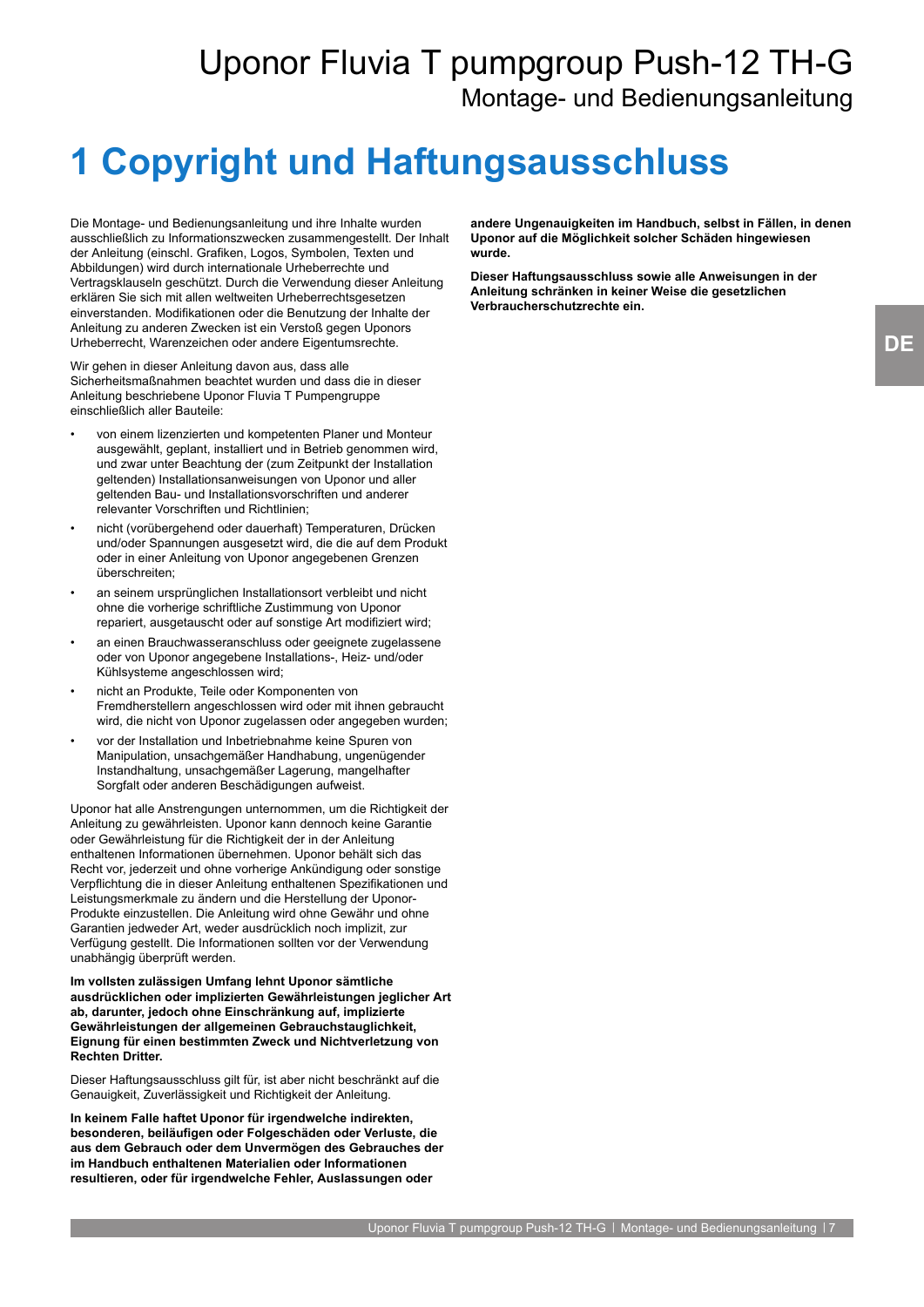# 1 Copyright und Haftungsausschluss

Die Montage- und Bedienungsanleitung und ihre Inhalte wurden ausschließlich zu Informationszwecken zusammengestellt. Der Inhalt der Anleitung (einschl. Grafiken, Logos, Symbolen, Texten und Abbildungen) wird durch internationale Urheberrechte und Vertragsklauseln geschützt. Durch die Verwendung dieser Anleitung erklären Sie sich mit allen weltweiten Urheberrechtsgesetzen einverstanden. Modifikationen oder die Benutzung der Inhalte der Anleitung zu anderen Zwecken ist ein Verstoß gegen Uponors Urheberrecht, Warenzeichen oder andere Eigentumsrechte.

Wir gehen in dieser Anleitung davon aus, dass alle Sicherheitsmaßnahmen beachtet wurden und dass die in dieser Anleitung beschriebene Uponor Fluvia T Pumpengruppe einschließlich aller Bauteile:

- von einem lizenzierten und kompetenten Planer und Monteur ausgewählt, geplant, installiert und in Betrieb genommen wird, und zwar unter Beachtung der (zum Zeitpunkt der Installation geltenden) Installationsanweisungen von Uponor und aller geltenden Bau- und Installationsvorschriften und anderer relevanter Vorschriften und Richtlinien;
- nicht (vorübergehend oder dauerhaft) Temperaturen, Drücken und/oder Spannungen ausgesetzt wird, die die auf dem Produkt oder in einer Anleitung von Uponor angegebenen Grenzen überschreiten;
- an seinem ursprünglichen Installationsort verbleibt und nicht ohne die vorherige schriftliche Zustimmung von Uponor repariert, ausgetauscht oder auf sonstige Art modifiziert wird;
- an einen Brauchwasseranschluss oder geeignete zugelassene oder von Uponor angegebene Installations-, Heiz- und/oder Kühlsysteme angeschlossen wird;
- nicht an Produkte, Teile oder Komponenten von Fremdherstellern angeschlossen wird oder mit ihnen gebraucht wird, die nicht von Uponor zugelassen oder angegeben wurden;
- vor der Installation und Inbetriebnahme keine Spuren von Manipulation, unsachgemäßer Handhabung, ungenügender Instandhaltung, unsachgemäßer Lagerung, mangelhafter Sorgfalt oder anderen Beschädigungen aufweist.

Uponor hat alle Anstrengungen unternommen, um die Richtigkeit der Anleitung zu gewährleisten. Uponor kann dennoch keine Garantie oder Gewährleistung für die Richtigkeit der in der Anleitung enthaltenen Informationen übernehmen. Uponor behält sich das Recht vor, jederzeit und ohne vorherige Ankündigung oder sonstige Verpflichtung die in dieser Anleitung enthaltenen Spezifikationen und Leistungsmerkmale zu ändern und die Herstellung der Uponor-Produkte einzustellen. Die Anleitung wird ohne Gewähr und ohne Garantien jedweder Art, weder ausdrücklich noch implizit, zur Verfügung gestellt. Die Informationen sollten vor der Verwendung unabhängig überprüft werden.

**Im vollsten zulässigen Umfang lehnt Uponor sämtliche ausdrücklichen oder implizierten Gewährleistungen jeglicher Art ab, darunter, jedoch ohne Einschränkung auf, implizierte Gewährleistungen der allgemeinen Gebrauchstauglichkeit, Eignung für einen bestimmten Zweck und Nichtverletzung von Rechten Dritter.**

Dieser Haftungsausschluss gilt für, ist aber nicht beschränkt auf die Genauigkeit, Zuverlässigkeit und Richtigkeit der Anleitung.

**In keinem Falle haftet Uponor für irgendwelche indirekten, besonderen, beiläufigen oder Folgeschäden oder Verluste, die aus dem Gebrauch oder dem Unvermögen des Gebrauches der im Handbuch enthaltenen Materialien oder Informationen resultieren, oder für irgendwelche Fehler, Auslassungen oder andere Ungenauigkeiten im Handbuch, selbst in Fällen, in denen Uponor auf die Möglichkeit solcher Schäden hingewiesen wurde.**

**Dieser Haftungsausschluss sowie alle Anweisungen in der Anleitung schränken in keiner Weise die gesetzlichen Verbraucherschutzrechte ein.**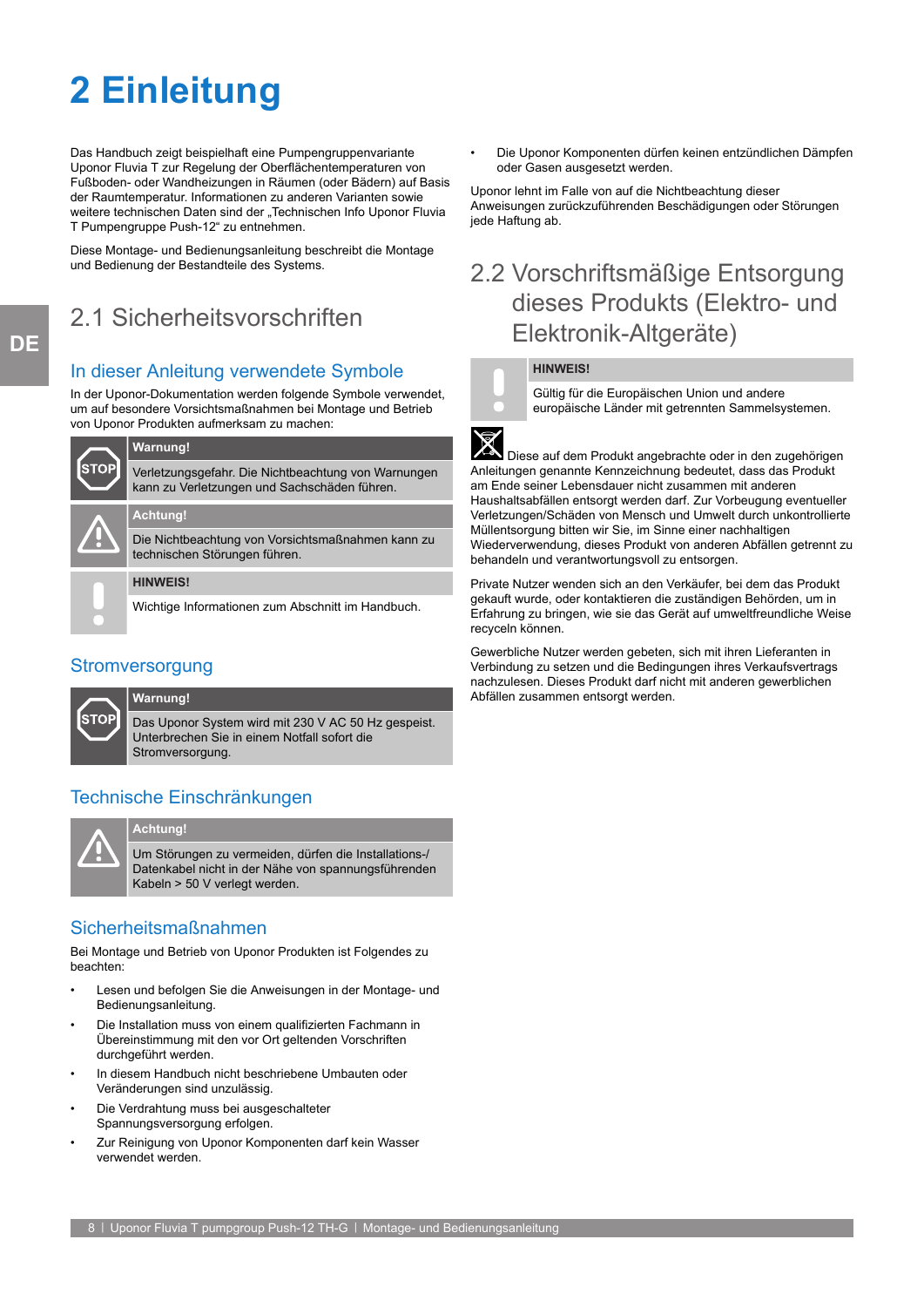# 2 Einleitung

Das Handbuch zeigt beispielhaft eine Pumpengruppenvariante Uponor Fluvia T zur Regelung der Oberflächentemperaturen von Fußboden- oder Wandheizungen in Räumen (oder Bädern) auf Basis der Raumtemperatur. Informationen zu anderen Varianten sowie weitere technischen Daten sind der „Technischen Info Uponor Fluvia T Pumpengruppe Push-12" zu entnehmen.

Diese Montage- und Bedienungsanleitung beschreibt die Montage und Bedienung der Bestandteile des Systems.

## 2.1 Sicherheitsvorschriften

### In dieser Anleitung verwendete Symbole

In der Uponor-Dokumentation werden folgende Symbole verwendet, um auf besondere Vorsichtsmaßnahmen bei Montage und Betrieb von Uponor Produkten aufmerksam zu machen:

| | |
|---|---|
| STOP | **Warnung!** Verletzungsgefahr. Die Nichtbeachtung von Warnungen kann zu Verletzungen und Sachschäden führen. |
| ⚠ | **Achtung!** Die Nichtbeachtung von Vorsichtsmaßnahmen kann zu technischen Störungen führen. |
| ! | **HINWEIS!** Wichtige Informationen zum Abschnitt im Handbuch. |

### Stromversorgung

| | |
|---|---|
| STOP | **Warnung!** Das Uponor System wird mit 230 V AC 50 Hz gespeist. Unterbrechen Sie in einem Notfall sofort die Stromversorgung. |

### Technische Einschränkungen

| | |
|---|---|
| ⚠ | **Achtung!** Um Störungen zu vermeiden, dürfen die Installations-/ Datenkabel nicht in der Nähe von spannungsführenden Kabeln > 50 V verlegt werden. |

### Sicherheitsmaßnahmen

Bei Montage und Betrieb von Uponor Produkten ist Folgendes zu beachten:

- Lesen und befolgen Sie die Anweisungen in der Montage- und Bedienungsanleitung.
- Die Installation muss von einem qualifizierten Fachmann in Übereinstimmung mit den vor Ort geltenden Vorschriften durchgeführt werden.
- In diesem Handbuch nicht beschriebene Umbauten oder Veränderungen sind unzulässig.
- Die Verdrahtung muss bei ausgeschalteter Spannungsversorgung erfolgen.
- Zur Reinigung von Uponor Komponenten darf kein Wasser verwendet werden.
- Die Uponor Komponenten dürfen keinen entzündlichen Dämpfen oder Gasen ausgesetzt werden.

Uponor lehnt im Falle von auf die Nichtbeachtung dieser Anweisungen zurückzuführenden Beschädigungen oder Störungen jede Haftung ab.

## 2.2 Vorschriftsmäßige Entsorgung dieses Produkts (Elektro- und Elektronik-Altgeräte)

| | |
|---|---|
| ! | **HINWEIS!** Gültig für die Europäischen Union und andere europäische Länder mit getrennten Sammelsystemen. |

Diese auf dem Produkt angebrachte oder in den zugehörigen Anleitungen genannte Kennzeichnung bedeutet, dass das Produkt am Ende seiner Lebensdauer nicht zusammen mit anderen Haushaltsabfällen entsorgt werden darf. Zur Vorbeugung eventueller Verletzungen/Schäden von Mensch und Umwelt durch unkontrollierte Müllentsorgung bitten wir Sie, im Sinne einer nachhaltigen Wiederverwendung, dieses Produkt von anderen Abfällen getrennt zu behandeln und verantwortungsvoll zu entsorgen.

Private Nutzer wenden sich an den Verkäufer, bei dem das Produkt gekauft wurde, oder kontaktieren die zuständigen Behörden, um in Erfahrung zu bringen, wie sie das Gerät auf umweltfreundliche Weise recyceln können.

Gewerbliche Nutzer werden gebeten, sich mit ihren Lieferanten in Verbindung zu setzen und die Bedingungen ihres Verkaufsvertrags nachzulesen. Dieses Produkt darf nicht mit anderen gewerblichen Abfällen zusammen entsorgt werden.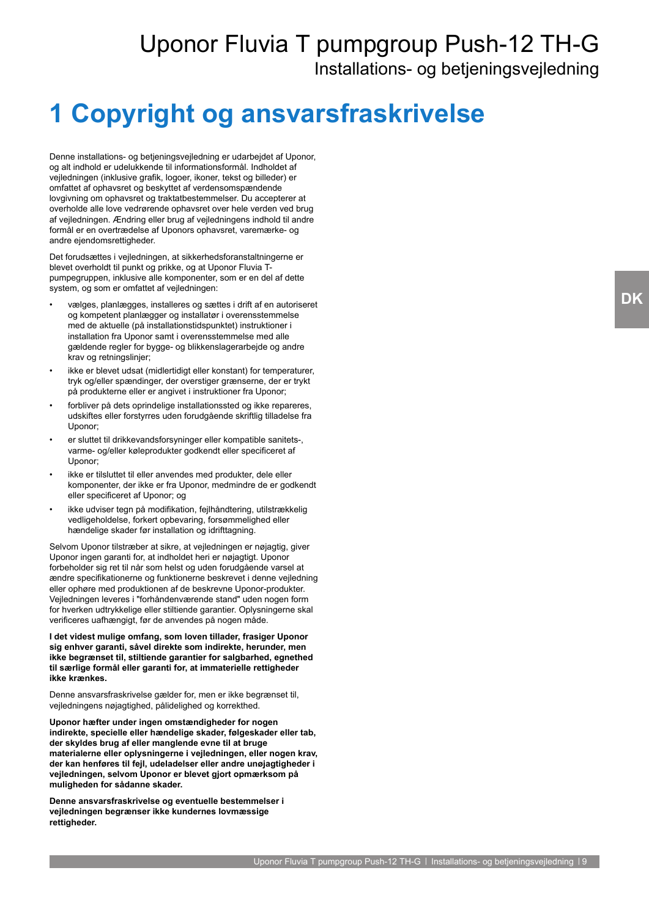# 1 Copyright og ansvarsfraskrivelse

Denne installations- og betjeningsvejledning er udarbejdet af Uponor, og alt indhold er udelukkende til informationsformål. Indholdet af vejledningen (inklusive grafik, logoer, ikoner, tekst og billeder) er omfattet af ophavsret og beskyttet af verdensomspændende lovgivning om ophavsret og traktatbestemmelser. Du accepterer at overholde alle love vedrørende ophavsret over hele verden ved brug af vejledningen. Ændring eller brug af vejledningens indhold til andre formål er en overtrædelse af Uponors ophavsret, varemærke- og andre ejendomsrettigheder.

Det forudsættes i vejledningen, at sikkerhedsforanstaltningerne er blevet overholdt til punkt og prikke, og at Uponor Fluvia T-pumpegruppen, inklusive alle komponenter, som er en del af dette system, og som er omfattet af vejledningen:

- vælges, planlægges, installeres og sættes i drift af en autoriseret og kompetent planlægger og installatør i overensstemmelse med de aktuelle (på installationstidspunktet) instruktioner i installation fra Uponor samt i overensstemmelse med alle gældende regler for bygge- og blikkenslagerarbejde og andre krav og retningslinjer;
- ikke er blevet udsat (midlertidigt eller konstant) for temperaturer, tryk og/eller spændinger, der overstiger grænserne, der er trykt på produkterne eller er angivet i instruktioner fra Uponor;
- forbliver på dets oprindelige installationssted og ikke repareres, udskiftes eller forstyrres uden forudgående skriftlig tilladelse fra Uponor;
- er sluttet til drikkevandsforsyninger eller kompatible sanitets-, varme- og/eller køleprodukter godkendt eller specificeret af Uponor;
- ikke er tilsluttet til eller anvendes med produkter, dele eller komponenter, der ikke er fra Uponor, medmindre de er godkendt eller specificeret af Uponor; og
- ikke udviser tegn på modifikation, fejlhåndtering, utilstrækkelig vedligeholdelse, forkert opbevaring, forsømmelighed eller hændelige skader før installation og idrifttagning.

Selvom Uponor tilstræber at sikre, at vejledningen er nøjagtig, giver Uponor ingen garanti for, at indholdet heri er nøjagtigt. Uponor forbeholder sig ret til når som helst og uden forudgående varsel at ændre specifikationerne og funktionerne beskrevet i denne vejledning eller ophøre med produktionen af de beskrevne Uponor-produkter. Vejledningen leveres i "forhåndenværende stand" uden nogen form for hverken udtrykkelige eller stiltiende garantier. Oplysningerne skal verificeres uafhængigt, før de anvendes på nogen måde.

**I det videst mulige omfang, som loven tillader, frasiger Uponor sig enhver garanti, såvel direkte som indirekte, herunder, men ikke begrænset til, stiltiende garantier for salgbarhed, egnethed til særlige formål eller garanti for, at immaterielle rettigheder ikke krænkes.**

Denne ansvarsfraskrivelse gælder for, men er ikke begrænset til, vejledningens nøjagtighed, pålidelighed og korrekthed.

**Uponor hæfter under ingen omstændigheder for nogen indirekte, specielle eller hændelige skader, følgeskader eller tab, der skyldes brug af eller manglende evne til at bruge materialerne eller oplysningerne i vejledningen, eller nogen krav, der kan henføres til fejl, udeladelser eller andre unøjagtigheder i vejledningen, selvom Uponor er blevet gjort opmærksom på muligheden for sådanne skader.**

**Denne ansvarsfraskrivelse og eventuelle bestemmelser i vejledningen begrænser ikke kundernes lovmæssige rettigheder.**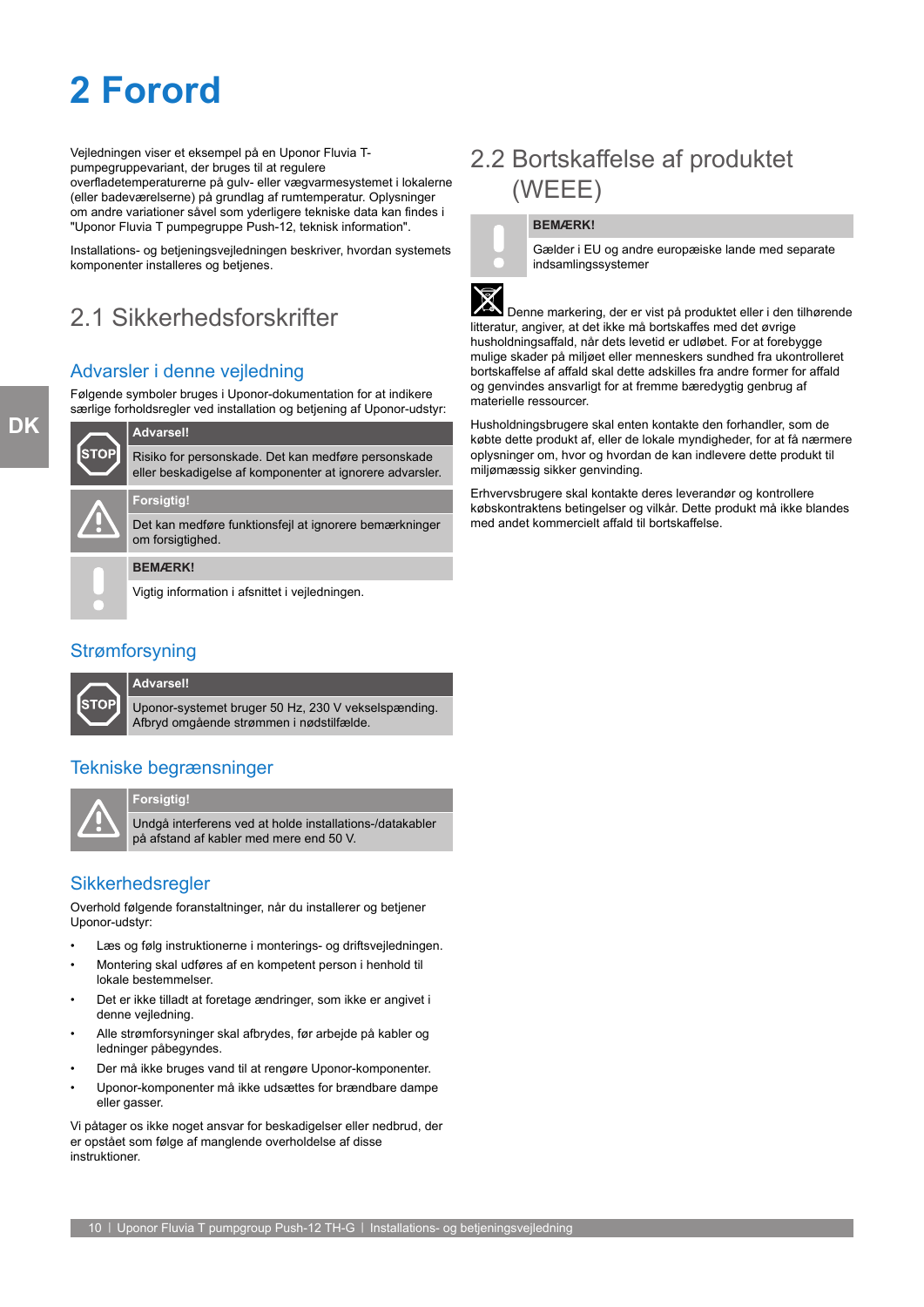# 2 Forord

Vejledningen viser et eksempel på en Uponor Fluvia T-pumpegruppevariant, der bruges til at regulere overfladetemperaturerne på gulv- eller vægvarmesystemet i lokalerne (eller badeværelserne) på grundlag af rumtemperatur. Oplysninger om andre variationer såvel som yderligere tekniske data kan findes i "Uponor Fluvia T pumpegruppe Push-12, teknisk information".

Installations- og betjeningsvejledningen beskriver, hvordan systemets komponenter installeres og betjenes.

## 2.1 Sikkerhedsforskrifter

### Advarsler i denne vejledning

Følgende symboler bruges i Uponor-dokumentation for at indikere særlige forholdsregler ved installation og betjening af Uponor-udstyr:

**Advarsel!**

Risiko for personskade. Det kan medføre personskade eller beskadigelse af komponenter at ignorere advarsler.

**Forsigtig!**

Det kan medføre funktionsfejl at ignorere bemærkninger om forsigtighed.

**BEMÆRK!**

Vigtig information i afsnittet i vejledningen.

### Strømforsyning

**Advarsel!**

Uponor-systemet bruger 50 Hz, 230 V vekselspænding. Afbryd omgående strømmen i nødstilfælde.

### Tekniske begrænsninger

**Forsigtig!**

Undgå interferens ved at holde installations-/datakabler på afstand af kabler med mere end 50 V.

### Sikkerhedsregler

Overhold følgende foranstaltninger, når du installerer og betjener Uponor-udstyr:

- Læs og følg instruktionerne i monterings- og driftsvejledningen.
- Montering skal udføres af en kompetent person i henhold til lokale bestemmelser.
- Det er ikke tilladt at foretage ændringer, som ikke er angivet i denne vejledning.
- Alle strømforsyninger skal afbrydes, før arbejde på kabler og ledninger påbegyndes.
- Der må ikke bruges vand til at rengøre Uponor-komponenter.
- Uponor-komponenter må ikke udsættes for brændbare dampe eller gasser.

Vi påtager os ikke noget ansvar for beskadigelser eller nedbrud, der er opstået som følge af manglende overholdelse af disse instruktioner.

## 2.2 Bortskaffelse af produktet (WEEE)

**BEMÆRK!**

Gælder i EU og andre europæiske lande med separate indsamlingssystemer

Denne markering, der er vist på produktet eller i den tilhørende litteratur, angiver, at det ikke må bortskaffes med det øvrige husholdningsaffald, når dets levetid er udløbet. For at forebygge mulige skader på miljøet eller menneskers sundhed fra ukontrolleret bortskaffelse af affald skal dette adskilles fra andre former for affald og genvindes ansvarligt for at fremme bæredygtig genbrug af materielle ressourcer.

Husholdningsbrugere skal enten kontakte den forhandler, som de købte dette produkt af, eller de lokale myndigheder, for at få nærmere oplysninger om, hvor og hvordan de kan indlevere dette produkt til miljømæssig sikker genvinding.

Erhvervsbrugere skal kontakte deres leverandør og kontrollere købskontraktens betingelser og vilkår. Dette produkt må ikke blandes med andet kommercielt affald til bortskaffelse.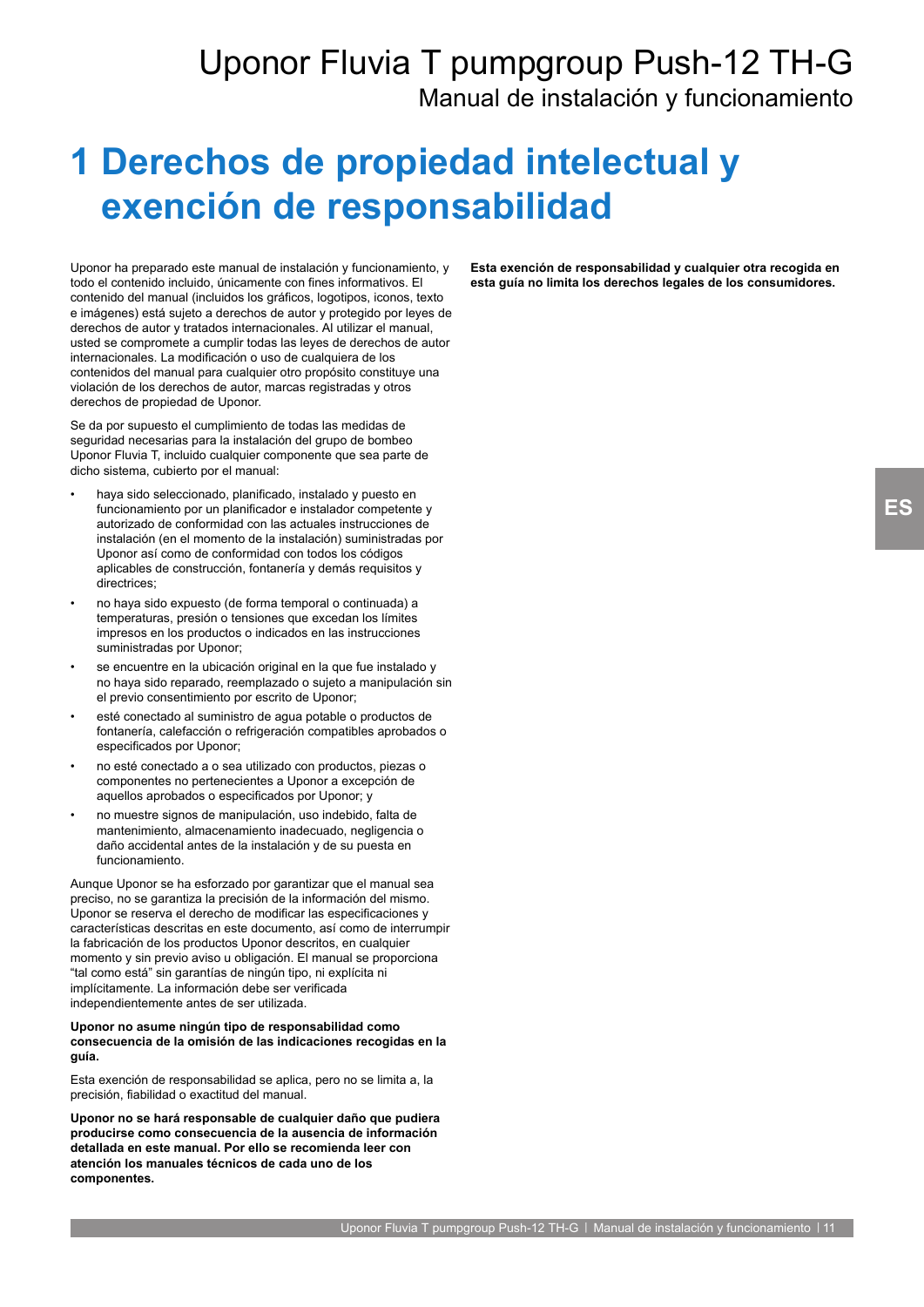# 1 Derechos de propiedad intelectual y exención de responsabilidad

Uponor ha preparado este manual de instalación y funcionamiento, y todo el contenido incluido, únicamente con fines informativos. El contenido del manual (incluidos los gráficos, logotipos, iconos, texto e imágenes) está sujeto a derechos de autor y protegido por leyes de derechos de autor y tratados internacionales. Al utilizar el manual, usted se compromete a cumplir todas las leyes de derechos de autor internacionales. La modificación o uso de cualquiera de los contenidos del manual para cualquier otro propósito constituye una violación de los derechos de autor, marcas registradas y otros derechos de propiedad de Uponor.

Se da por supuesto el cumplimiento de todas las medidas de seguridad necesarias para la instalación del grupo de bombeo Uponor Fluvia T, incluido cualquier componente que sea parte de dicho sistema, cubierto por el manual:

- haya sido seleccionado, planificado, instalado y puesto en funcionamiento por un planificador e instalador competente y autorizado de conformidad con las actuales instrucciones de instalación (en el momento de la instalación) suministradas por Uponor así como de conformidad con todos los códigos aplicables de construcción, fontanería y demás requisitos y directrices;
- no haya sido expuesto (de forma temporal o continuada) a temperaturas, presión o tensiones que excedan los límites impresos en los productos o indicados en las instrucciones suministradas por Uponor;
- se encuentre en la ubicación original en la que fue instalado y no haya sido reparado, reemplazado o sujeto a manipulación sin el previo consentimiento por escrito de Uponor;
- esté conectado al suministro de agua potable o productos de fontanería, calefacción o refrigeración compatibles aprobados o especificados por Uponor;
- no esté conectado a o sea utilizado con productos, piezas o componentes no pertenecientes a Uponor a excepción de aquellos aprobados o especificados por Uponor; y
- no muestre signos de manipulación, uso indebido, falta de mantenimiento, almacenamiento inadecuado, negligencia o daño accidental antes de la instalación y de su puesta en funcionamiento.

Aunque Uponor se ha esforzado por garantizar que el manual sea preciso, no se garantiza la precisión de la información del mismo. Uponor se reserva el derecho de modificar las especificaciones y características descritas en este documento, así como de interrumpir la fabricación de los productos Uponor descritos, en cualquier momento y sin previo aviso u obligación. El manual se proporciona "tal como está" sin garantías de ningún tipo, ni explícita ni implícitamente. La información debe ser verificada independientemente antes de ser utilizada.

**Uponor no asume ningún tipo de responsabilidad como consecuencia de la omisión de las indicaciones recogidas en la guía.**

Esta exención de responsabilidad se aplica, pero no se limita a, la precisión, fiabilidad o exactitud del manual.

**Uponor no se hará responsable de cualquier daño que pudiera producirse como consecuencia de la ausencia de información detallada en este manual. Por ello se recomienda leer con atención los manuales técnicos de cada uno de los componentes.**

**Esta exención de responsabilidad y cualquier otra recogida en esta guía no limita los derechos legales de los consumidores.**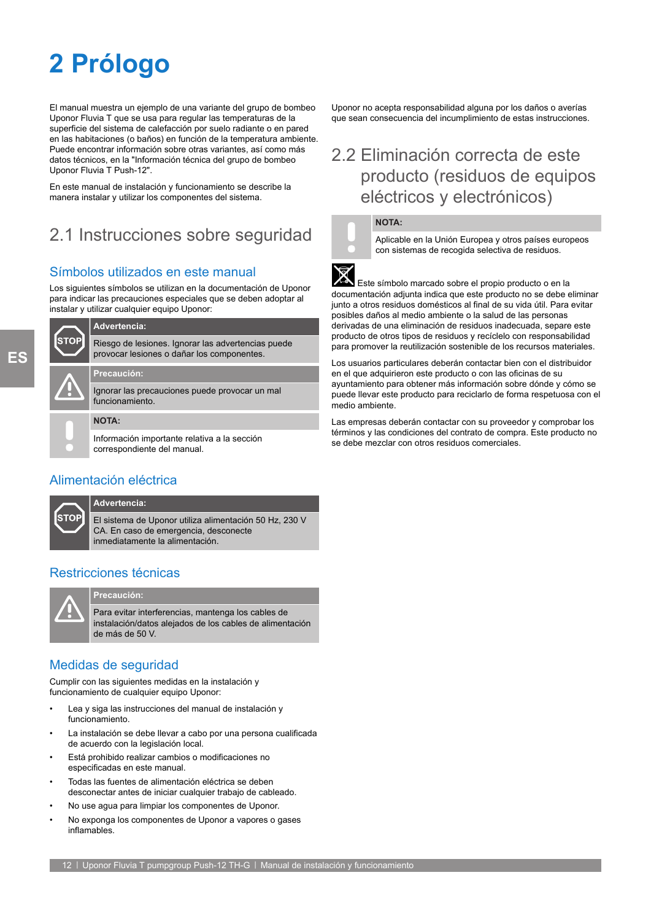# 2 Prólogo

El manual muestra un ejemplo de una variante del grupo de bombeo Uponor Fluvia T que se usa para regular las temperaturas de la superficie del sistema de calefacción por suelo radiante o en pared en las habitaciones (o baños) en función de la temperatura ambiente. Puede encontrar información sobre otras variantes, así como más datos técnicos, en la "Información técnica del grupo de bombeo Uponor Fluvia T Push-12".

En este manual de instalación y funcionamiento se describe la manera instalar y utilizar los componentes del sistema.

## 2.1 Instrucciones sobre seguridad

### Símbolos utilizados en este manual

Los siguientes símbolos se utilizan en la documentación de Uponor para indicar las precauciones especiales que se deben adoptar al instalar y utilizar cualquier equipo Uponor:

**Advertencia:**

Riesgo de lesiones. Ignorar las advertencias puede provocar lesiones o dañar los componentes.

**Precaución:**

Ignorar las precauciones puede provocar un mal funcionamiento.

**NOTA:**

Información importante relativa a la sección correspondiente del manual.

### Alimentación eléctrica

**Advertencia:**

El sistema de Uponor utiliza alimentación 50 Hz, 230 V CA. En caso de emergencia, desconecte inmediatamente la alimentación.

### Restricciones técnicas

**Precaución:**

Para evitar interferencias, mantenga los cables de instalación/datos alejados de los cables de alimentación de más de 50 V.

### Medidas de seguridad

Cumplir con las siguientes medidas en la instalación y funcionamiento de cualquier equipo Uponor:

- Lea y siga las instrucciones del manual de instalación y funcionamiento.
- La instalación se debe llevar a cabo por una persona cualificada de acuerdo con la legislación local.
- Está prohibido realizar cambios o modificaciones no especificadas en este manual.
- Todas las fuentes de alimentación eléctrica se deben desconectar antes de iniciar cualquier trabajo de cableado.
- No use agua para limpiar los componentes de Uponor.
- No exponga los componentes de Uponor a vapores o gases inflamables.

Uponor no acepta responsabilidad alguna por los daños o averías que sean consecuencia del incumplimiento de estas instrucciones.

## 2.2 Eliminación correcta de este producto (residuos de equipos eléctricos y electrónicos)

**NOTA:**

Aplicable en la Unión Europea y otros países europeos con sistemas de recogida selectiva de residuos.

Este símbolo marcado sobre el propio producto o en la documentación adjunta indica que este producto no se debe eliminar junto a otros residuos domésticos al final de su vida útil. Para evitar posibles daños al medio ambiente o la salud de las personas derivadas de una eliminación de residuos inadecuada, separe este producto de otros tipos de residuos y recíclelo con responsabilidad para promover la reutilización sostenible de los recursos materiales.

Los usuarios particulares deberán contactar bien con el distribuidor en el que adquirieron este producto o con las oficinas de su ayuntamiento para obtener más información sobre dónde y cómo se puede llevar este producto para reciclarlo de forma respetuosa con el medio ambiente.

Las empresas deberán contactar con su proveedor y comprobar los términos y las condiciones del contrato de compra. Este producto no se debe mezclar con otros residuos comerciales.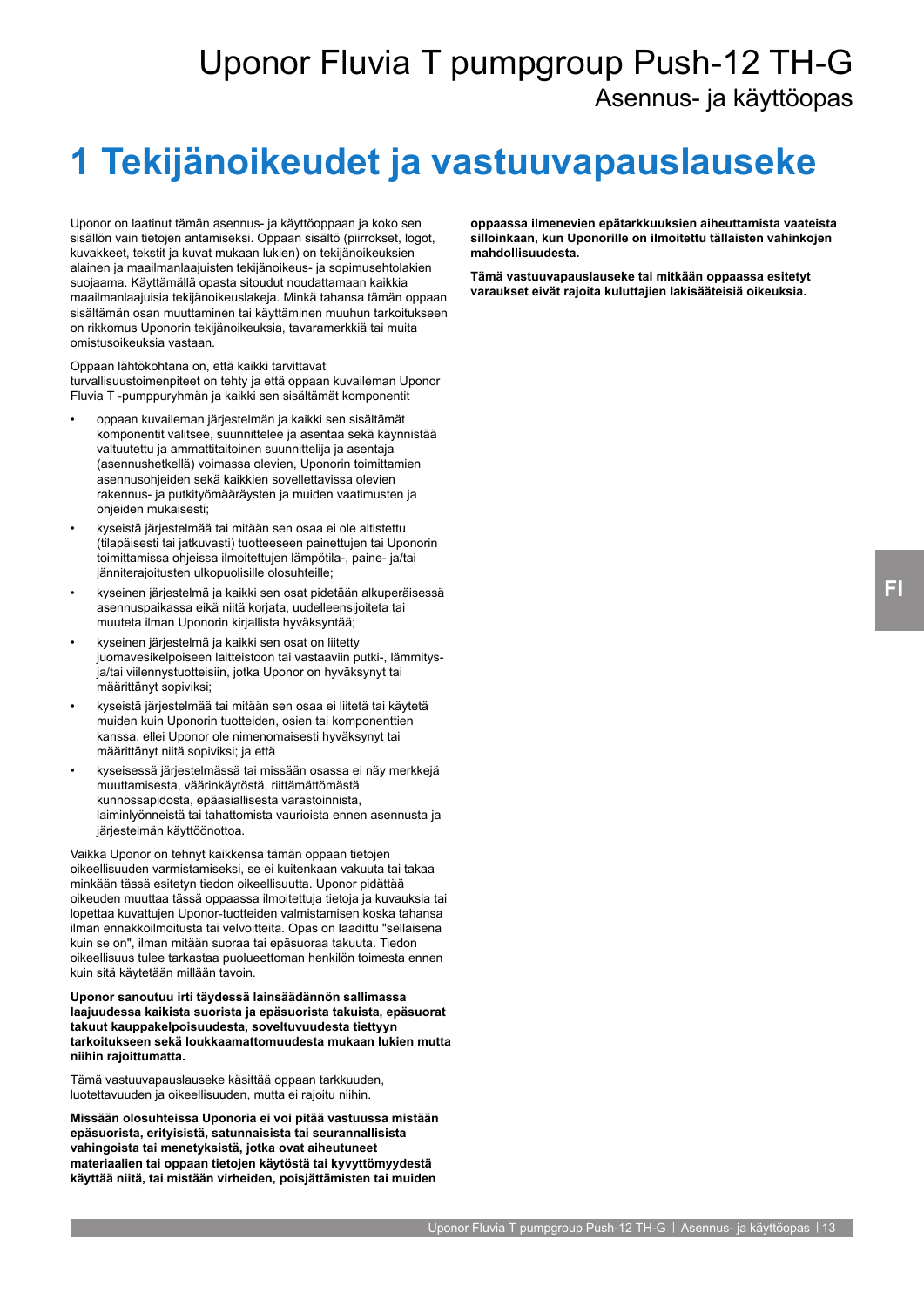# 1 Tekijänoikeudet ja vastuuvapauslauseke

Uponor on laatinut tämän asennus- ja käyttöoppaan ja koko sen sisällön vain tietojen antamiseksi. Oppaan sisältö (piirrokset, logot, kuvakkeet, tekstit ja kuvat mukaan lukien) on tekijänoikeuksien alainen ja maailmanlaajuisten tekijänoikeus- ja sopimusehtolakien suojaama. Käyttämällä opasta sitoudut noudattamaan kaikkia maailmanlaajuisia tekijänoikeuslakeja. Minkä tahansa tämän oppaan sisältämän osan muuttaminen tai käyttäminen muuhun tarkoitukseen on rikkomus Uponorin tekijänoikeuksia, tavaramerkkiä tai muita omistusoikeuksia vastaan.

Oppaan lähtökohtana on, että kaikki tarvittavat turvallisuustoimenpiteet on tehty ja että oppaan kuvaileman Uponor Fluvia T -pumppuryhmän ja kaikki sen sisältämät komponentit

- oppaan kuvaileman järjestelmän ja kaikki sen sisältämät komponentit valitsee, suunnittelee ja asentaa sekä käynnistää valtuutettu ja ammattitaitoinen suunnittelija ja asentaja (asennushetkellä) voimassa olevien, Uponorin toimittamien asennusohjeiden sekä kaikkien sovellettavissa olevien rakennus- ja putkityömääräysten ja muiden vaatimusten ja ohjeiden mukaisesti;
- kyseistä järjestelmää tai mitään sen osaa ei ole altistettu (tilapäisesti tai jatkuvasti) tuotteeseen painettujen tai Uponorin toimittamissa ohjeissa ilmoitettujen lämpötila-, paine- ja/tai jänniterajoitusten ulkopuolisille olosuhteille;
- kyseinen järjestelmä ja kaikki sen osat pidetään alkuperäisessä asennuspaikassa eikä niitä korjata, uudelleensijoiteta tai muuteta ilman Uponorin kirjallista hyväksyntää;
- kyseinen järjestelmä ja kaikki sen osat on liitetty juomavesikelpoiseen laitteistoon tai vastaaviin putki-, lämmitys- ja/tai viilennystuotteisiin, jotka Uponor on hyväksynyt tai määrittänyt sopiviksi;
- kyseistä järjestelmää tai mitään sen osaa ei liitetä tai käytetä muiden kuin Uponorin tuotteiden, osien tai komponenttien kanssa, ellei Uponor ole nimenomaisesti hyväksynyt tai määrittänyt niitä sopiviksi; ja että
- kyseisessä järjestelmässä tai missään osassa ei näy merkkejä muuttamisesta, väärinkäytöstä, riittämättömästä kunnossapidosta, epäasiallisesta varastoinnista, laiminlyönneistä tai tahattomista vaurioista ennen asennusta ja järjestelmän käyttöönottoa.

Vaikka Uponor on tehnyt kaikkensa tämän oppaan tietojen oikeellisuuden varmistamiseksi, se ei kuitenkaan vakuuta tai takaa minkään tässä esitetyn tiedon oikeellisuutta. Uponor pidättää oikeuden muuttaa tässä oppaassa ilmoitettuja tietoja ja kuvauksia tai lopettaa kuvattujen Uponor-tuotteiden valmistamisen koska tahansa ilman ennakkoilmoitusta tai velvoitteita. Opas on laadittu "sellaisena kuin se on", ilman mitään suoraa tai epäsuoraa takuuta. Tiedon oikeellisuus tulee tarkastaa puolueettoman henkilön toimesta ennen kuin sitä käytetään millään tavoin.

**Uponor sanoutuu irti täydessä lainsäädännön sallimassa laajuudessa kaikista suorista ja epäsuorista takuista, epäsuorat takuut kauppakelpoisuudesta, soveltuvuudesta tiettyyn tarkoitukseen sekä loukkaamattomuudesta mukaan lukien mutta niihin rajoittumatta.**

Tämä vastuuvapauslauseke käsittää oppaan tarkkuuden, luotettavuuden ja oikeellisuuden, mutta ei rajoitu niihin.

**Missään olosuhteissa Uponoria ei voi pitää vastuussa mistään epäsuorista, erityisistä, satunnaisista tai seurannallisista vahingoista tai menetyksistä, jotka ovat aiheutuneet materiaalien tai oppaan tietojen käytöstä tai kyvyttömyydestä käyttää niitä, tai mistään virheiden, poisjättämisten tai muiden oppaassa ilmenevien epätarkkuuksien aiheuttamista vaateista silloinkaan, kun Uponorille on ilmoitettu tällaisten vahinkojen mahdollisuudesta.**

**Tämä vastuuvapauslauseke tai mitkään oppaassa esitetyt varaukset eivät rajoita kuluttajien lakisääteisiä oikeuksia.**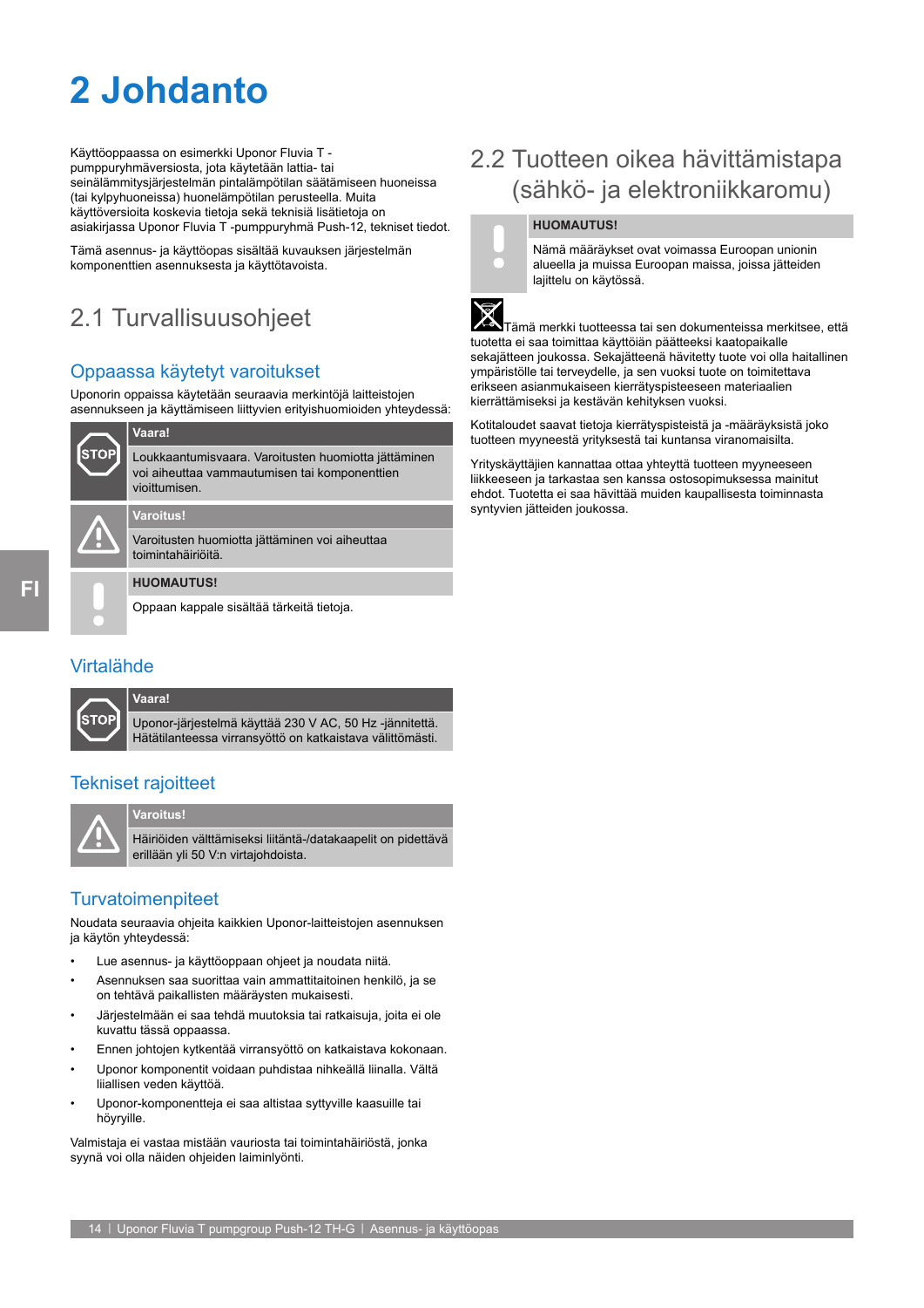# 2 Johdanto

Käyttöoppaassa on esimerkki Uponor Fluvia T -pumppuryhmäversiosta, jota käytetään lattia- tai seinälämmitysjärjestelmän pintalämpötilan säätämiseen huoneissa (tai kylpyhuoneissa) huonelämpötilan perusteella. Muita käyttöversioita koskevia tietoja sekä teknisiä lisätietoja on asiakirjassa Uponor Fluvia T -pumppuryhmä Push-12, tekniset tiedot.

Tämä asennus- ja käyttöopas sisältää kuvauksen järjestelmän komponenttien asennuksesta ja käyttötavoista.

## 2.1 Turvallisuusohjeet

### Oppaassa käytetyt varoitukset

Uponorin oppaissa käytetään seuraavia merkintöjä laitteistojen asennukseen ja käyttämiseen liittyvien erityishuomioiden yhteydessä:

**Vaara!**

Loukkaantumisvaara. Varoitusten huomiotta jättäminen voi aiheuttaa vammautumisen tai komponenttien vioittumisen.

**Varoitus!**

Varoitusten huomiotta jättäminen voi aiheuttaa toimintahäiriöitä.

**HUOMAUTUS!**

Oppaan kappale sisältää tärkeitä tietoja.

### Virtalähde

**Vaara!**

Uponor-järjestelmä käyttää 230 V AC, 50 Hz -jännitettä. Hätätilanteessa virransyöttö on katkaistava välittömästi.

### Tekniset rajoitteet

**Varoitus!**

Häiriöiden välttämiseksi liitäntä-/datakaapelit on pidettävä erillään yli 50 V:n virtajohdoista.

### Turvatoimenpiteet

Noudata seuraavia ohjeita kaikkien Uponor-laitteistojen asennuksen ja käytön yhteydessä:

- Lue asennus- ja käyttöoppaan ohjeet ja noudata niitä.
- Asennuksen saa suorittaa vain ammattitaitoinen henkilö, ja se on tehtävä paikallisten määräysten mukaisesti.
- Järjestelmään ei saa tehdä muutoksia tai ratkaisuja, joita ei ole kuvattu tässä oppaassa.
- Ennen johtojen kytkentää virransyöttö on katkaistava kokonaan.
- Uponor komponentit voidaan puhdistaa nihkeällä liinalla. Vältä liiallisen veden käyttöä.
- Uponor-komponentteja ei saa altistaa syttyville kaasuille tai höyryille.

Valmistaja ei vastaa mistään vauriosta tai toimintahäiriöstä, jonka syynä voi olla näiden ohjeiden laiminlyönti.

## 2.2 Tuotteen oikea hävittämistapa (sähkö- ja elektroniikkaromu)

**HUOMAUTUS!**

Nämä määräykset ovat voimassa Euroopan unionin alueella ja muissa Euroopan maissa, joissa jätteiden lajittelu on käytössä.

Tämä merkki tuotteessa tai sen dokumenteissa merkitsee, että tuotetta ei saa toimittaa käyttöiän päätteeksi kaatopaikalle sekajätteen joukossa. Sekajätteenä hävitetty tuote voi olla haitallinen ympäristölle tai terveydelle, ja sen vuoksi tuote on toimitettava erikseen asianmukaiseen kierrätyspisteeseen materiaalien kierrättämiseksi ja kestävän kehityksen vuoksi.

Kotitaloudet saavat tietoja kierrätyspisteistä ja -määräyksistä joko tuotteen myyneestä yrityksestä tai kuntansa viranomaisilta.

Yrityskäyttäjien kannattaa ottaa yhteyttä tuotteen myyneeseen liikkeeseen ja tarkastaa sen kanssa ostosopimuksessa mainitut ehdot. Tuotetta ei saa hävittää muiden kaupallisesta toiminnasta syntyvien jätteiden joukossa.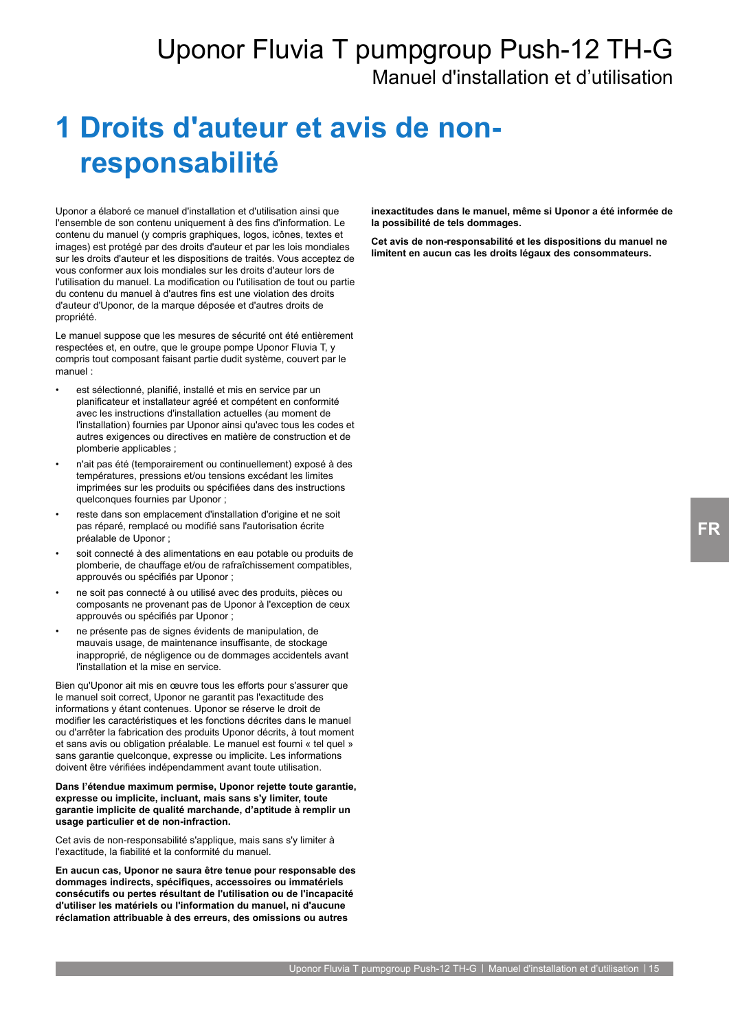# 1 Droits d'auteur et avis de non-responsabilité

Uponor a élaboré ce manuel d'installation et d'utilisation ainsi que l'ensemble de son contenu uniquement à des fins d'information. Le contenu du manuel (y compris graphiques, logos, icônes, textes et images) est protégé par des droits d'auteur et par les lois mondiales sur les droits d'auteur et les dispositions de traités. Vous acceptez de vous conformer aux lois mondiales sur les droits d'auteur lors de l'utilisation du manuel. La modification ou l'utilisation de tout ou partie du contenu du manuel à d'autres fins est une violation des droits d'auteur d'Uponor, de la marque déposée et d'autres droits de propriété.

Le manuel suppose que les mesures de sécurité ont été entièrement respectées et, en outre, que le groupe pompe Uponor Fluvia T, y compris tout composant faisant partie dudit système, couvert par le manuel :

- est sélectionné, planifié, installé et mis en service par un planificateur et installateur agréé et compétent en conformité avec les instructions d'installation actuelles (au moment de l'installation) fournies par Uponor ainsi qu'avec tous les codes et autres exigences ou directives en matière de construction et de plomberie applicables ;
- n'ait pas été (temporairement ou continuellement) exposé à des températures, pressions et/ou tensions excédant les limites imprimées sur les produits ou spécifiées dans des instructions quelconques fournies par Uponor ;
- reste dans son emplacement d'installation d'origine et ne soit pas réparé, remplacé ou modifié sans l'autorisation écrite préalable de Uponor ;
- soit connecté à des alimentations en eau potable ou produits de plomberie, de chauffage et/ou de rafraîchissement compatibles, approuvés ou spécifiés par Uponor ;
- ne soit pas connecté à ou utilisé avec des produits, pièces ou composants ne provenant pas de Uponor à l'exception de ceux approuvés ou spécifiés par Uponor ;
- ne présente pas de signes évidents de manipulation, de mauvais usage, de maintenance insuffisante, de stockage inapproprié, de négligence ou de dommages accidentels avant l'installation et la mise en service.

Bien qu'Uponor ait mis en œuvre tous les efforts pour s'assurer que le manuel soit correct, Uponor ne garantit pas l'exactitude des informations y étant contenues. Uponor se réserve le droit de modifier les caractéristiques et les fonctions décrites dans le manuel ou d'arrêter la fabrication des produits Uponor décrits, à tout moment et sans avis ou obligation préalable. Le manuel est fourni « tel quel » sans garantie quelconque, expresse ou implicite. Les informations doivent être vérifiées indépendamment avant toute utilisation.

**Dans l'étendue maximum permise, Uponor rejette toute garantie, expresse ou implicite, incluant, mais sans s'y limiter, toute garantie implicite de qualité marchande, d'aptitude à remplir un usage particulier et de non-infraction.**

Cet avis de non-responsabilité s'applique, mais sans s'y limiter à l'exactitude, la fiabilité et la conformité du manuel.

**En aucun cas, Uponor ne saura être tenue pour responsable des dommages indirects, spécifiques, accessoires ou immatériels consécutifs ou pertes résultant de l'utilisation ou de l'incapacité d'utiliser les matériels ou l'information du manuel, ni d'aucune réclamation attribuable à des erreurs, des omissions ou autres inexactitudes dans le manuel, même si Uponor a été informée de la possibilité de tels dommages.**

**Cet avis de non-responsabilité et les dispositions du manuel ne limitent en aucun cas les droits légaux des consommateurs.**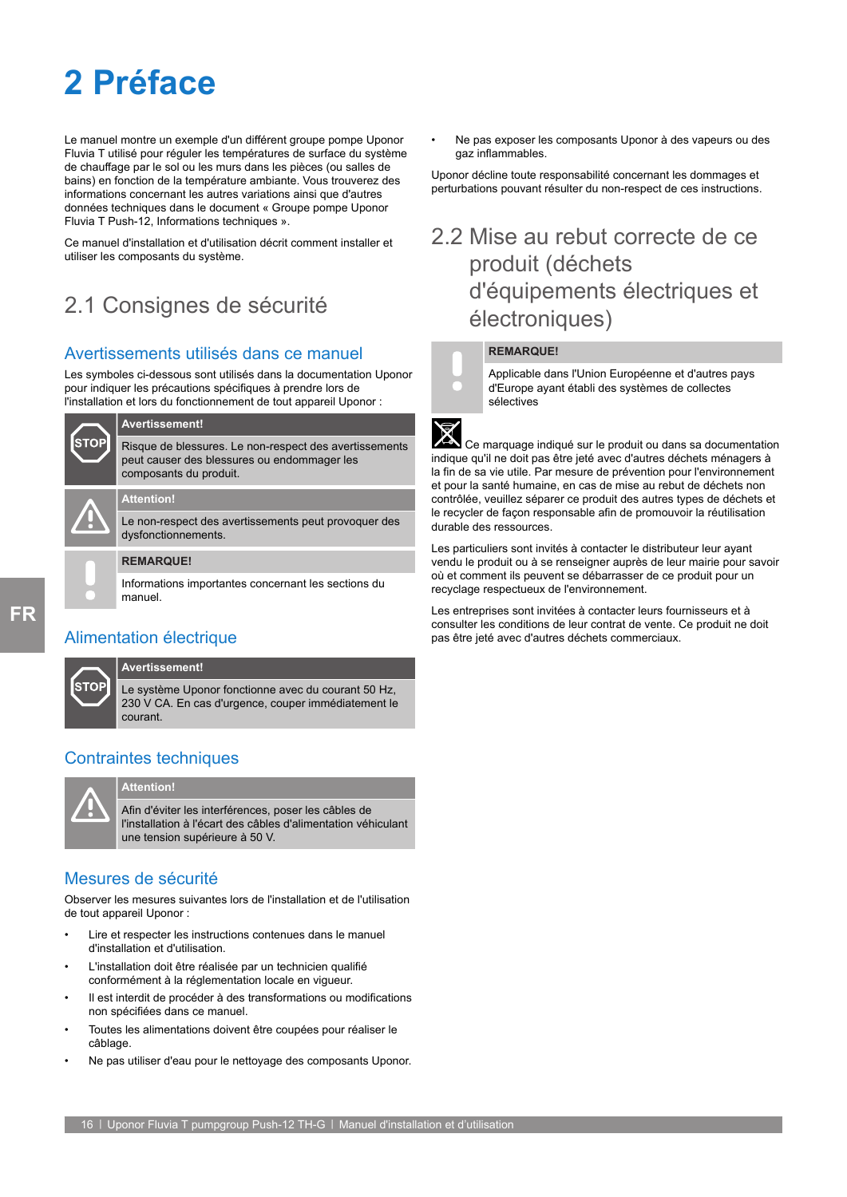# 2 Préface

Le manuel montre un exemple d'un différent groupe pompe Uponor Fluvia T utilisé pour réguler les températures de surface du système de chauffage par le sol ou les murs dans les pièces (ou salles de bains) en fonction de la température ambiante. Vous trouverez des informations concernant les autres variations ainsi que d'autres données techniques dans le document « Groupe pompe Uponor Fluvia T Push-12, Informations techniques ».

Ce manuel d'installation et d'utilisation décrit comment installer et utiliser les composants du système.

## 2.1 Consignes de sécurité

### Avertissements utilisés dans ce manuel

Les symboles ci-dessous sont utilisés dans la documentation Uponor pour indiquer les précautions spécifiques à prendre lors de l'installation et lors du fonctionnement de tout appareil Uponor :

**Avertissement!**

Risque de blessures. Le non-respect des avertissements peut causer des blessures ou endommager les composants du produit.

**Attention!**

Le non-respect des avertissements peut provoquer des dysfonctionnements.

**REMARQUE!**

Informations importantes concernant les sections du manuel.

### Alimentation électrique

**Avertissement!**

Le système Uponor fonctionne avec du courant 50 Hz, 230 V CA. En cas d'urgence, couper immédiatement le courant.

### Contraintes techniques

**Attention!**

Afin d'éviter les interférences, poser les câbles de l'installation à l'écart des câbles d'alimentation véhiculant une tension supérieure à 50 V.

### Mesures de sécurité

Observer les mesures suivantes lors de l'installation et de l'utilisation de tout appareil Uponor :

- Lire et respecter les instructions contenues dans le manuel d'installation et d'utilisation.
- L'installation doit être réalisée par un technicien qualifié conformément à la réglementation locale en vigueur.
- Il est interdit de procéder à des transformations ou modifications non spécifiées dans ce manuel.
- Toutes les alimentations doivent être coupées pour réaliser le câblage.
- Ne pas utiliser d'eau pour le nettoyage des composants Uponor.
- Ne pas exposer les composants Uponor à des vapeurs ou des gaz inflammables.

Uponor décline toute responsabilité concernant les dommages et perturbations pouvant résulter du non-respect de ces instructions.

## 2.2 Mise au rebut correcte de ce produit (déchets d'équipements électriques et électroniques)

**REMARQUE!**

Applicable dans l'Union Européenne et d'autres pays d'Europe ayant établi des systèmes de collectes sélectives

Ce marquage indiqué sur le produit ou dans sa documentation indique qu'il ne doit pas être jeté avec d'autres déchets ménagers à la fin de sa vie utile. Par mesure de prévention pour l'environnement et pour la santé humaine, en cas de mise au rebut de déchets non contrôlée, veuillez séparer ce produit des autres types de déchets et le recycler de façon responsable afin de promouvoir la réutilisation durable des ressources.

Les particuliers sont invités à contacter le distributeur leur ayant vendu le produit ou à se renseigner auprès de leur mairie pour savoir où et comment ils peuvent se débarrasser de ce produit pour un recyclage respectueux de l'environnement.

Les entreprises sont invitées à contacter leurs fournisseurs et à consulter les conditions de leur contrat de vente. Ce produit ne doit pas être jeté avec d'autres déchets commerciaux.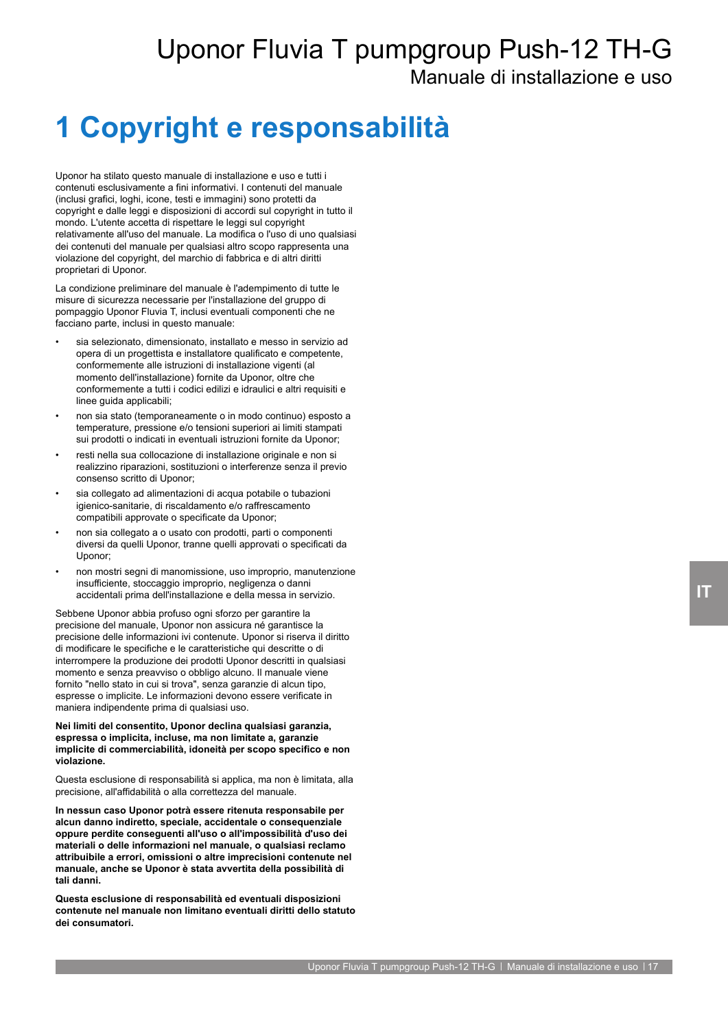# 1 Copyright e responsabilità

Uponor ha stilato questo manuale di installazione e uso e tutti i contenuti esclusivamente a fini informativi. I contenuti del manuale (inclusi grafici, loghi, icone, testi e immagini) sono protetti da copyright e dalle leggi e disposizioni di accordi sul copyright in tutto il mondo. L'utente accetta di rispettare le leggi sul copyright relativamente all'uso del manuale. La modifica o l'uso di uno qualsiasi dei contenuti del manuale per qualsiasi altro scopo rappresenta una violazione del copyright, del marchio di fabbrica e di altri diritti proprietari di Uponor.

La condizione preliminare del manuale è l'adempimento di tutte le misure di sicurezza necessarie per l'installazione del gruppo di pompaggio Uponor Fluvia T, inclusi eventuali componenti che ne facciano parte, inclusi in questo manuale:

- sia selezionato, dimensionato, installato e messo in servizio ad opera di un progettista e installatore qualificato e competente, conformemente alle istruzioni di installazione vigenti (al momento dell'installazione) fornite da Uponor, oltre che conformemente a tutti i codici edilizi e idraulici e altri requisiti e linee guida applicabili;
- non sia stato (temporaneamente o in modo continuo) esposto a temperature, pressione e/o tensioni superiori ai limiti stampati sui prodotti o indicati in eventuali istruzioni fornite da Uponor;
- resti nella sua collocazione di installazione originale e non si realizzino riparazioni, sostituzioni o interferenze senza il previo consenso scritto di Uponor;
- sia collegato ad alimentazioni di acqua potabile o tubazioni igienico-sanitarie, di riscaldamento e/o raffrescamento compatibili approvate o specificate da Uponor;
- non sia collegato a o usato con prodotti, parti o componenti diversi da quelli Uponor, tranne quelli approvati o specificati da Uponor;
- non mostri segni di manomissione, uso improprio, manutenzione insufficiente, stoccaggio improprio, negligenza o danni accidentali prima dell'installazione e della messa in servizio.

Sebbene Uponor abbia profuso ogni sforzo per garantire la precisione del manuale, Uponor non assicura né garantisce la precisione delle informazioni ivi contenute. Uponor si riserva il diritto di modificare le specifiche e le caratteristiche qui descritte o di interrompere la produzione dei prodotti Uponor descritti in qualsiasi momento e senza preavviso o obbligo alcuno. Il manuale viene fornito "nello stato in cui si trova", senza garanzie di alcun tipo, espresse o implicite. Le informazioni devono essere verificate in maniera indipendente prima di qualsiasi uso.

**Nei limiti del consentito, Uponor declina qualsiasi garanzia, espressa o implicita, incluse, ma non limitate a, garanzie implicite di commerciabilità, idoneità per scopo specifico e non violazione.**

Questa esclusione di responsabilità si applica, ma non è limitata, alla precisione, all'affidabilità o alla correttezza del manuale.

**In nessun caso Uponor potrà essere ritenuta responsabile per alcun danno indiretto, speciale, accidentale o consequenziale oppure perdite conseguenti all'uso o all'impossibilità d'uso dei materiali o delle informazioni nel manuale, o qualsiasi reclamo attribuibile a errori, omissioni o altre imprecisioni contenute nel manuale, anche se Uponor è stata avvertita della possibilità di tali danni.**

**Questa esclusione di responsabilità ed eventuali disposizioni contenute nel manuale non limitano eventuali diritti dello statuto dei consumatori.**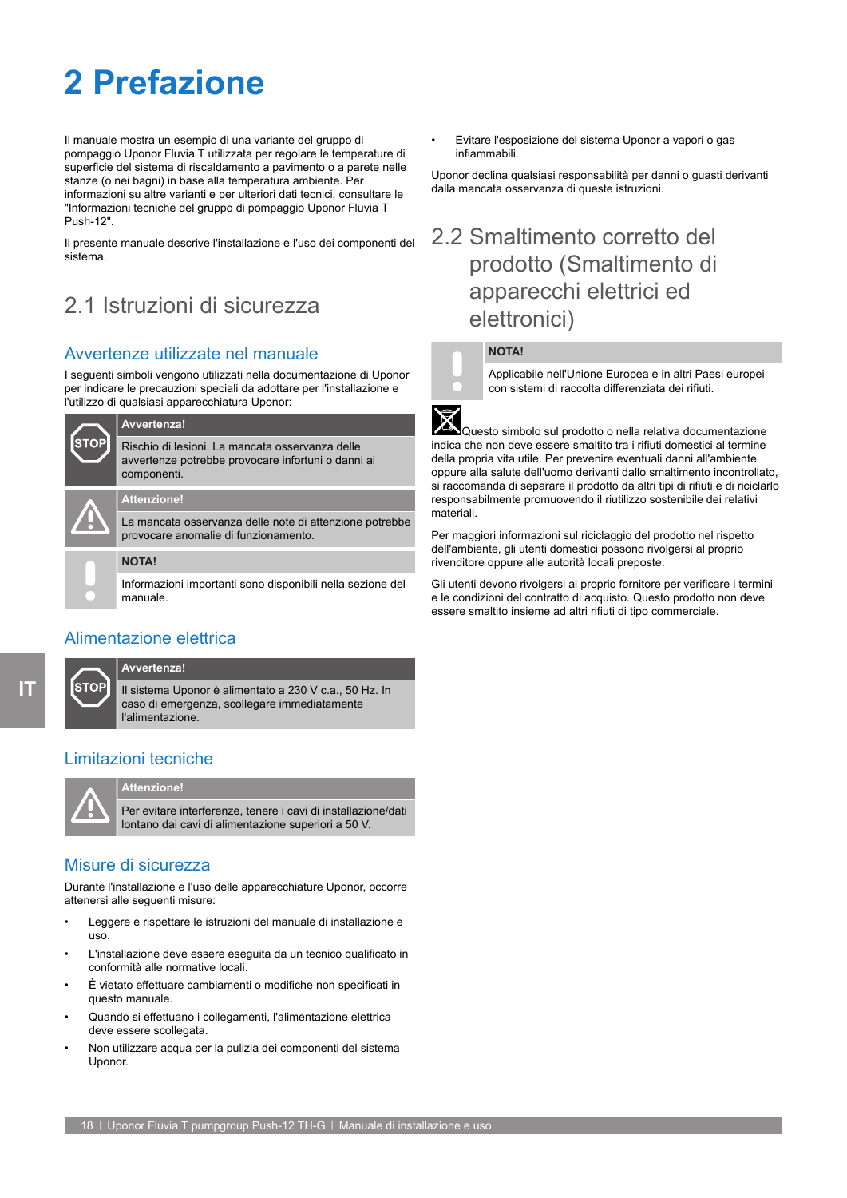// Page 18 of 36 — two-column layout merged into reading order; the "IT" side tab and the footer are omitted.
# 2 Prefazione

Il manuale mostra un esempio di una variante del gruppo di pompaggio Uponor Fluvia T utilizzata per regolare le temperature di superficie del sistema di riscaldamento a pavimento o a parete nelle stanze (o nei bagni) in base alla temperatura ambiente. Per informazioni su altre varianti e per ulteriori dati tecnici, consultare le "Informazioni tecniche del gruppo di pompaggio Uponor Fluvia T Push-12".

Il presente manuale descrive l'installazione e l'uso dei componenti del sistema.

## 2.1 Istruzioni di sicurezza

### Avvertenze utilizzate nel manuale

I seguenti simboli vengono utilizzati nella documentazione di Uponor per indicare le precauzioni speciali da adottare per l'installazione e l'utilizzo di qualsiasi apparecchiatura Uponor:

**Avvertenza!**

Rischio di lesioni. La mancata osservanza delle avvertenze potrebbe provocare infortuni o danni ai componenti.

**Attenzione!**

La mancata osservanza delle note di attenzione potrebbe provocare anomalie di funzionamento.

**NOTA!**

Informazioni importanti sono disponibili nella sezione del manuale.

### Alimentazione elettrica

**Avvertenza!**

Il sistema Uponor è alimentato a 230 V c.a., 50 Hz. In caso di emergenza, scollegare immediatamente l'alimentazione.

### Limitazioni tecniche

**Attenzione!**

Per evitare interferenze, tenere i cavi di installazione/dati lontano dai cavi di alimentazione superiori a 50 V.

### Misure di sicurezza

Durante l'installazione e l'uso delle apparecchiature Uponor, occorre attenersi alle seguenti misure:

- Leggere e rispettare le istruzioni del manuale di installazione e uso.
- L'installazione deve essere eseguita da un tecnico qualificato in conformità alle normative locali.
- È vietato effettuare cambiamenti o modifiche non specificati in questo manuale.
- Quando si effettuano i collegamenti, l'alimentazione elettrica deve essere scollegata.
- Non utilizzare acqua per la pulizia dei componenti del sistema Uponor.
- Evitare l'esposizione del sistema Uponor a vapori o gas infiammabili.

Uponor declina qualsiasi responsabilità per danni o guasti derivanti dalla mancata osservanza di queste istruzioni.

## 2.2 Smaltimento corretto del prodotto (Smaltimento di apparecchi elettrici ed elettronici)

**NOTA!**

Applicabile nell'Unione Europea e in altri Paesi europei con sistemi di raccolta differenziata dei rifiuti.

Questo simbolo sul prodotto o nella relativa documentazione indica che non deve essere smaltito tra i rifiuti domestici al termine della propria vita utile. Per prevenire eventuali danni all'ambiente oppure alla salute dell'uomo derivanti dallo smaltimento incontrollato, si raccomanda di separare il prodotto da altri tipi di rifiuti e di riciclarlo responsabilmente promuovendo il riutilizzo sostenibile dei relativi materiali.

Per maggiori informazioni sul riciclaggio del prodotto nel rispetto dell'ambiente, gli utenti domestici possono rivolgersi al proprio rivenditore oppure alle autorità locali preposte.

Gli utenti devono rivolgersi al proprio fornitore per verificare i termini e le condizioni del contratto di acquisto. Questo prodotto non deve essere smaltito insieme ad altri rifiuti di tipo commerciale.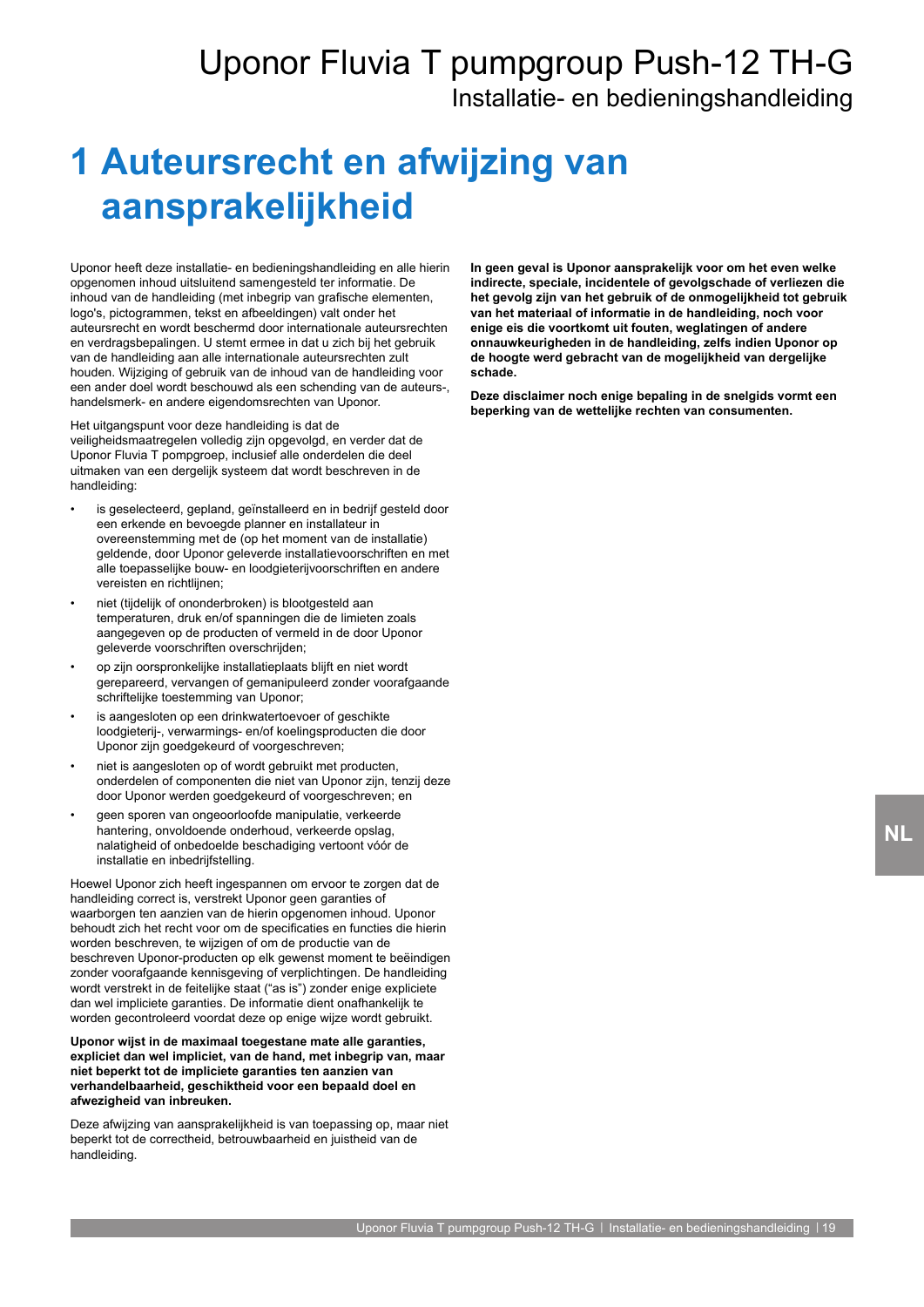# 1 Auteursrecht en afwijzing van aansprakelijkheid

Uponor heeft deze installatie- en bedieningshandleiding en alle hierin opgenomen inhoud uitsluitend samengesteld ter informatie. De inhoud van de handleiding (met inbegrip van grafische elementen, logo's, pictogrammen, tekst en afbeeldingen) valt onder het auteursrecht en wordt beschermd door internationale auteursrechten en verdragsbepalingen. U stemt ermee in dat u zich bij het gebruik van de handleiding aan alle internationale auteursrechten zult houden. Wijziging of gebruik van de inhoud van de handleiding voor een ander doel wordt beschouwd als een schending van de auteurs-, handelsmerk- en andere eigendomsrechten van Uponor.

Het uitgangspunt voor deze handleiding is dat de veiligheidsmaatregelen volledig zijn opgevolgd, en verder dat de Uponor Fluvia T pompgroep, inclusief alle onderdelen die deel uitmaken van een dergelijk systeem dat wordt beschreven in de handleiding:

- is geselecteerd, gepland, geïnstalleerd en in bedrijf gesteld door een erkende en bevoegde planner en installateur in overeenstemming met de (op het moment van de installatie) geldende, door Uponor geleverde installatievoorschriften en met alle toepasselijke bouw- en loodgieterijvoorschriften en andere vereisten en richtlijnen;
- niet (tijdelijk of ononderbroken) is blootgesteld aan temperaturen, druk en/of spanningen die de limieten zoals aangegeven op de producten of vermeld in de door Uponor geleverde voorschriften overschrijden;
- op zijn oorspronkelijke installatieplaats blijft en niet wordt gerepareerd, vervangen of gemanipuleerd zonder voorafgaande schriftelijke toestemming van Uponor;
- is aangesloten op een drinkwatertoevoer of geschikte loodgieterij-, verwarmings- en/of koelingsproducten die door Uponor zijn goedgekeurd of voorgeschreven;
- niet is aangesloten op of wordt gebruikt met producten, onderdelen of componenten die niet van Uponor zijn, tenzij deze door Uponor werden goedgekeurd of voorgeschreven; en
- geen sporen van ongeoorloofde manipulatie, verkeerde hantering, onvoldoende onderhoud, verkeerde opslag, nalatigheid of onbedoelde beschadiging vertoont vóór de installatie en inbedrijfstelling.

Hoewel Uponor zich heeft ingespannen om ervoor te zorgen dat de handleiding correct is, verstrekt Uponor geen garanties of waarborgen ten aanzien van de hierin opgenomen inhoud. Uponor behoudt zich het recht voor om de specificaties en functies die hierin worden beschreven, te wijzigen of om de productie van de beschreven Uponor-producten op elk gewenst moment te beëindigen zonder voorafgaande kennisgeving of verplichtingen. De handleiding wordt verstrekt in de feitelijke staat ("as is") zonder enige expliciete dan wel impliciete garanties. De informatie dient onafhankelijk te worden gecontroleerd voordat deze op enige wijze wordt gebruikt.

**Uponor wijst in de maximaal toegestane mate alle garanties, expliciet dan wel impliciet, van de hand, met inbegrip van, maar niet beperkt tot de impliciete garanties ten aanzien van verhandelbaarheid, geschiktheid voor een bepaald doel en afwezigheid van inbreuken.**

Deze afwijzing van aansprakelijkheid is van toepassing op, maar niet beperkt tot de correctheid, betrouwbaarheid en juistheid van de handleiding.

**In geen geval is Uponor aansprakelijk voor om het even welke indirecte, speciale, incidentele of gevolgschade of verliezen die het gevolg zijn van het gebruik of de onmogelijkheid tot gebruik van het materiaal of informatie in de handleiding, noch voor enige eis die voortkomt uit fouten, weglatingen of andere onnauwkeurigheden in de handleiding, zelfs indien Uponor op de hoogte werd gebracht van de mogelijkheid van dergelijke schade.**

**Deze disclaimer noch enige bepaling in de snelgids vormt een beperking van de wettelijke rechten van consumenten.**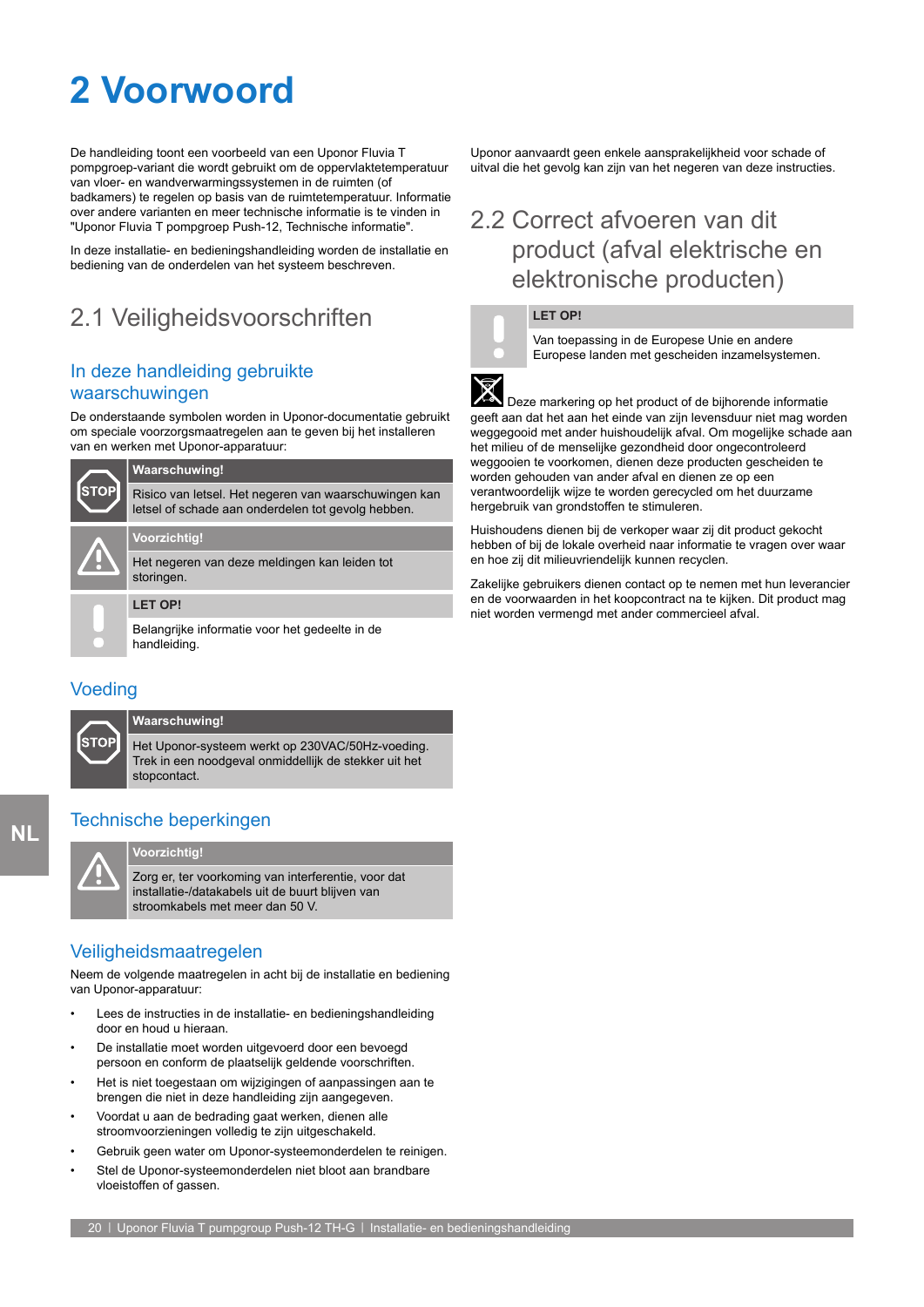# 2 Voorwoord

De handleiding toont een voorbeeld van een Uponor Fluvia T pompgroep-variant die wordt gebruikt om de oppervlaktetemperatuur van vloer- en wandverwarmingssystemen in de ruimten (of badkamers) te regelen op basis van de ruimtetemperatuur. Informatie over andere varianten en meer technische informatie is te vinden in "Uponor Fluvia T pompgroep Push-12, Technische informatie".

In deze installatie- en bedieningshandleiding worden de installatie en bediening van de onderdelen van het systeem beschreven.

## 2.1 Veiligheidsvoorschriften

### In deze handleiding gebruikte waarschuwingen

De onderstaande symbolen worden in Uponor-documentatie gebruikt om speciale voorzorgsmaatregelen aan te geven bij het installeren van en werken met Uponor-apparatuur:

**Waarschuwing!**

Risico van letsel. Het negeren van waarschuwingen kan letsel of schade aan onderdelen tot gevolg hebben.

**Voorzichtig!**

Het negeren van deze meldingen kan leiden tot storingen.

**LET OP!**

Belangrijke informatie voor het gedeelte in de handleiding.

### Voeding

**Waarschuwing!**

Het Uponor-systeem werkt op 230VAC/50Hz-voeding. Trek in een noodgeval onmiddellijk de stekker uit het stopcontact.

### Technische beperkingen

**Voorzichtig!**

Zorg er, ter voorkoming van interferentie, voor dat installatie-/datakabels uit de buurt blijven van stroomkabels met meer dan 50 V.

### Veiligheidsmaatregelen

Neem de volgende maatregelen in acht bij de installatie en bediening van Uponor-apparatuur:

- Lees de instructies in de installatie- en bedieningshandleiding door en houd u hieraan.
- De installatie moet worden uitgevoerd door een bevoegd persoon en conform de plaatselijk geldende voorschriften.
- Het is niet toegestaan om wijzigingen of aanpassingen aan te brengen die niet in deze handleiding zijn aangegeven.
- Voordat u aan de bedrading gaat werken, dienen alle stroomvoorzieningen volledig te zijn uitgeschakeld.
- Gebruik geen water om Uponor-systeemonderdelen te reinigen.
- Stel de Uponor-systeemonderdelen niet bloot aan brandbare vloeistoffen of gassen.

Uponor aanvaardt geen enkele aansprakelijkheid voor schade of uitval die het gevolg kan zijn van het negeren van deze instructies.

## 2.2 Correct afvoeren van dit product (afval elektrische en elektronische producten)

**LET OP!**

Van toepassing in de Europese Unie en andere Europese landen met gescheiden inzamelsystemen.

Deze markering op het product of de bijhorende informatie geeft aan dat het aan het einde van zijn levensduur niet mag worden weggegooid met ander huishoudelijk afval. Om mogelijke schade aan het milieu of de menselijke gezondheid door ongecontroleerd weggooien te voorkomen, dienen deze producten gescheiden te worden gehouden van ander afval en dienen ze op een verantwoordelijk wijze te worden gerecycled om het duurzame hergebruik van grondstoffen te stimuleren.

Huishoudens dienen bij de verkoper waar zij dit product gekocht hebben of bij de lokale overheid naar informatie te vragen over waar en hoe zij dit milieuvriendelijk kunnen recyclen.

Zakelijke gebruikers dienen contact op te nemen met hun leverancier en de voorwaarden in het koopcontract na te kijken. Dit product mag niet worden vermengd met ander commercieel afval.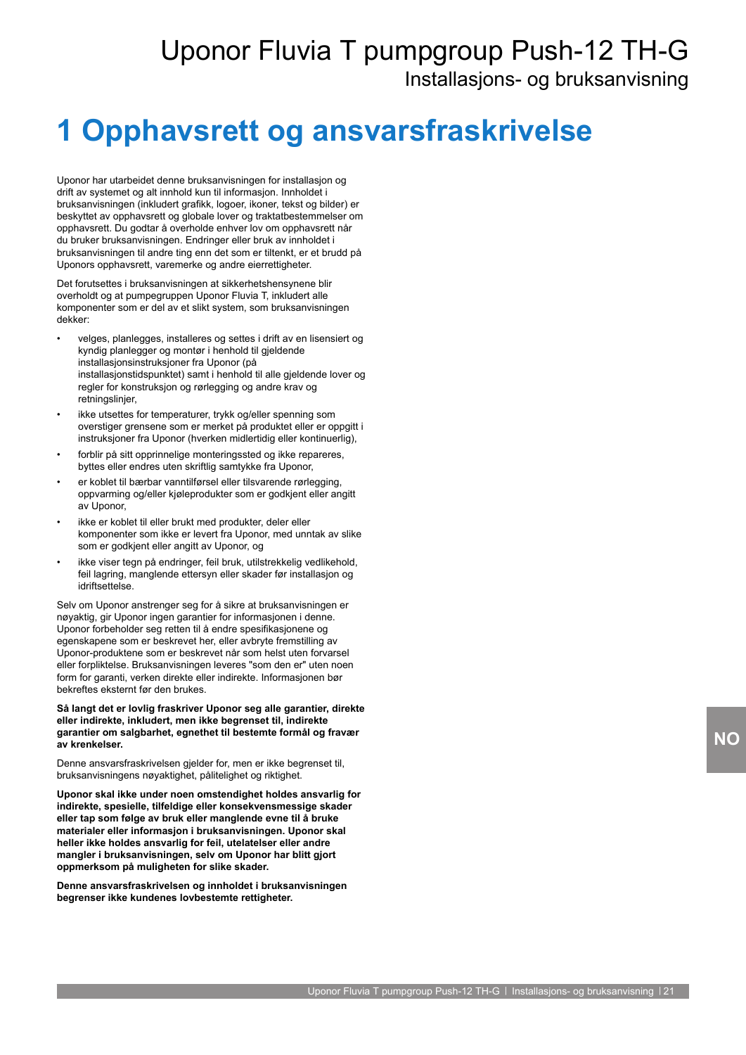# 1 Opphavsrett og ansvarsfraskrivelse

Uponor har utarbeidet denne bruksanvisningen for installasjon og drift av systemet og alt innhold kun til informasjon. Innholdet i bruksanvisningen (inkludert grafikk, logoer, ikoner, tekst og bilder) er beskyttet av opphavsrett og globale lover og traktatbestemmelser om opphavsrett. Du godtar å overholde enhver lov om opphavsrett når du bruker bruksanvisningen. Endringer eller bruk av innholdet i bruksanvisningen til andre ting enn det som er tiltenkt, er et brudd på Uponors opphavsrett, varemerke og andre eierrettigheter.

Det forutsettes i bruksanvisningen at sikkerhetshensynene blir overholdt og at pumpegruppen Uponor Fluvia T, inkludert alle komponenter som er del av et slikt system, som bruksanvisningen dekker:

- velges, planlegges, installeres og settes i drift av en lisensiert og kyndig planlegger og montør i henhold til gjeldende installasjonsinstruksjoner fra Uponor (på installasjonstidspunktet) samt i henhold til alle gjeldende lover og regler for konstruksjon og rørlegging og andre krav og retningslinjer,
- ikke utsettes for temperaturer, trykk og/eller spenning som overstiger grensene som er merket på produktet eller er oppgitt i instruksjoner fra Uponor (hverken midlertidig eller kontinuerlig),
- forblir på sitt opprinnelige monteringssted og ikke repareres, byttes eller endres uten skriftlig samtykke fra Uponor,
- er koblet til bærbar vanntilførsel eller tilsvarende rørlegging, oppvarming og/eller kjøleprodukter som er godkjent eller angitt av Uponor,
- ikke er koblet til eller brukt med produkter, deler eller komponenter som ikke er levert fra Uponor, med unntak av slike som er godkjent eller angitt av Uponor, og
- ikke viser tegn på endringer, feil bruk, utilstrekkelig vedlikehold, feil lagring, manglende ettersyn eller skader før installasjon og idriftsettelse.

Selv om Uponor anstrenger seg for å sikre at bruksanvisningen er nøyaktig, gir Uponor ingen garantier for informasjonen i denne. Uponor forbeholder seg retten til å endre spesifikasjonene og egenskapene som er beskrevet her, eller avbryte fremstilling av Uponor-produktene som er beskrevet når som helst uten forvarsel eller forpliktelse. Bruksanvisningen leveres "som den er" uten noen form for garanti, verken direkte eller indirekte. Informasjonen bør bekreftes eksternt før den brukes.

**Så langt det er lovlig fraskriver Uponor seg alle garantier, direkte eller indirekte, inkludert, men ikke begrenset til, indirekte garantier om salgbarhet, egnethet til bestemte formål og fravær av krenkelser.**

Denne ansvarsfraskrivelsen gjelder for, men er ikke begrenset til, bruksanvisningens nøyaktighet, pålitelighet og riktighet.

**Uponor skal ikke under noen omstendighet holdes ansvarlig for indirekte, spesielle, tilfeldige eller konsekvensmessige skader eller tap som følge av bruk eller manglende evne til å bruke materialer eller informasjon i bruksanvisningen. Uponor skal heller ikke holdes ansvarlig for feil, utelatelser eller andre mangler i bruksanvisningen, selv om Uponor har blitt gjort oppmerksom på muligheten for slike skader.**

**Denne ansvarsfraskrivelsen og innholdet i bruksanvisningen begrenser ikke kundenes lovbestemte rettigheter.**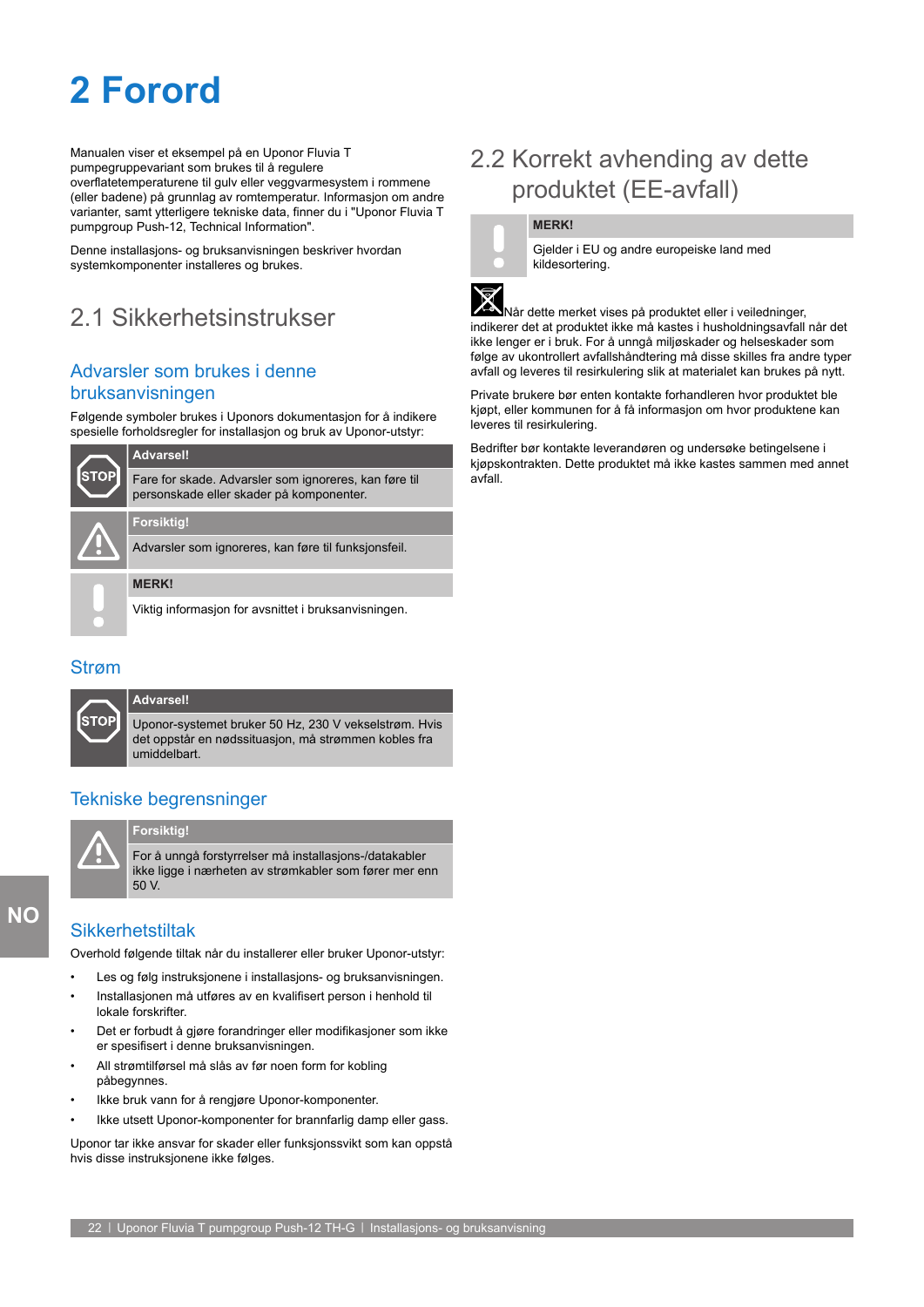# 2 Forord

Manualen viser et eksempel på en Uponor Fluvia T pumpegruppevariant som brukes til å regulere overflatetemperaturene til gulv eller veggvarmesystem i rommene (eller badene) på grunnlag av romtemperatur. Informasjon om andre varianter, samt ytterligere tekniske data, finner du i "Uponor Fluvia T pumpgroup Push-12, Technical Information".

Denne installasjons- og bruksanvisningen beskriver hvordan systemkomponenter installeres og brukes.

## 2.1 Sikkerhetsinstrukser

### Advarsler som brukes i denne bruksanvisningen

Følgende symboler brukes i Uponors dokumentasjon for å indikere spesielle forholdsregler for installasjon og bruk av Uponor-utstyr:

**Advarsel!**

Fare for skade. Advarsler som ignoreres, kan føre til personskade eller skader på komponenter.

**Forsiktig!**

Advarsler som ignoreres, kan føre til funksjonsfeil.

**MERK!**

Viktig informasjon for avsnittet i bruksanvisningen.

### Strøm

**Advarsel!**

Uponor-systemet bruker 50 Hz, 230 V vekselstrøm. Hvis det oppstår en nødsituasjon, må strømmen kobles fra umiddelbart.

### Tekniske begrensninger

**Forsiktig!**

For å unngå forstyrrelser må installasjons-/datakabler ikke ligge i nærheten av strømkabler som fører mer enn 50 V.

### Sikkerhetstiltak

Overhold følgende tiltak når du installerer eller bruker Uponor-utstyr:

- Les og følg instruksjonene i installasjons- og bruksanvisningen.
- Installasjonen må utføres av en kvalifisert person i henhold til lokale forskrifter.
- Det er forbudt å gjøre forandringer eller modifikasjoner som ikke er spesifisert i denne bruksanvisningen.
- All strømtilførsel må slås av før noen form for kobling påbegynnes.
- Ikke bruk vann for å rengjøre Uponor-komponenter.
- Ikke utsett Uponor-komponenter for brannfarlig damp eller gass.

Uponor tar ikke ansvar for skader eller funksjonssvikt som kan oppstå hvis disse instruksjonene ikke følges.

## 2.2 Korrekt avhending av dette produktet (EE-avfall)

**MERK!**

Gjelder i EU og andre europeiske land med kildesortering.

Når dette merket vises på produktet eller i veiledninger, indikerer det at produktet ikke må kastes i husholdningsavfall når det ikke lenger er i bruk. For å unngå miljøskader og helseskader som følge av ukontrollert avfallshåndtering må disse skilles fra andre typer avfall og leveres til resirkulering slik at materialet kan brukes på nytt.

Private brukere bør enten kontakte forhandleren hvor produktet ble kjøpt, eller kommunen for å få informasjon om hvor produktene kan leveres til resirkulering.

Bedrifter bør kontakte leverandøren og undersøke betingelsene i kjøpskontrakten. Dette produktet må ikke kastes sammen med annet avfall.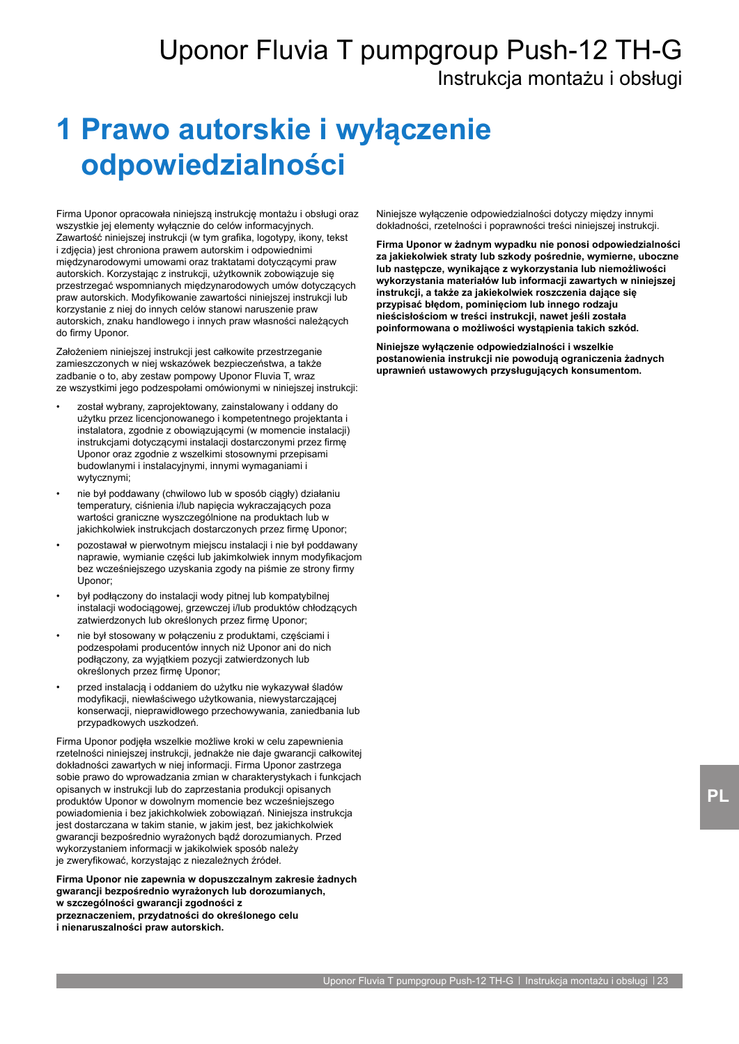# 1 Prawo autorskie i wyłączenie odpowiedzialności

Firma Uponor opracowała niniejszą instrukcję montażu i obsługi oraz wszystkie jej elementy wyłącznie do celów informacyjnych. Zawartość niniejszej instrukcji (w tym grafika, logotypy, ikony, tekst i zdjęcia) jest chroniona prawem autorskim i odpowiednimi międzynarodowymi umowami oraz traktatami dotyczącymi praw autorskich. Korzystając z instrukcji, użytkownik zobowiązuje się przestrzegać wspomnianych międzynarodowych umów dotyczących praw autorskich. Modyfikowanie zawartości niniejszej instrukcji lub korzystanie z niej do innych celów stanowi naruszenie praw autorskich, znaku handlowego i innych praw własności należących do firmy Uponor.

Założeniem niniejszej instrukcji jest całkowite przestrzeganie zamieszczonych w niej wskazówek bezpieczeństwa, a także zadbanie o to, aby zestaw pompowy Uponor Fluvia T, wraz ze wszystkimi jego podzespołami omówionymi w niniejszej instrukcji:

- został wybrany, zaprojektowany, zainstalowany i oddany do użytku przez licencjonowanego i kompetentnego projektanta i instalatora, zgodnie z obowiązującymi (w momencie instalacji) instrukcjami dotyczącymi instalacji dostarczonymi przez firmę Uponor oraz zgodnie z wszelkimi stosownymi przepisami budowlanymi i instalacyjnymi, innymi wymaganiami i wytycznymi;
- nie był poddawany (chwilowo lub w sposób ciągły) działaniu temperatury, ciśnienia i/lub napięcia wykraczających poza wartości graniczne wyszczególnione na produktach lub w jakichkolwiek instrukcjach dostarczonych przez firmę Uponor;
- pozostawał w pierwotnym miejscu instalacji i nie był poddawany naprawie, wymianie części lub jakimkolwiek innym modyfikacjom bez wcześniejszego uzyskania zgody na piśmie ze strony firmy Uponor;
- był podłączony do instalacji wody pitnej lub kompatybilnej instalacji wodociągowej, grzewczej i/lub produktów chłodzących zatwierdzonych lub określonych przez firmę Uponor;
- nie był stosowany w połączeniu z produktami, częściami i podzespołami producentów innych niż Uponor ani do nich podłączony, za wyjątkiem pozycji zatwierdzonych lub określonych przez firmę Uponor;
- przed instalacją i oddaniem do użytku nie wykazywał śladów modyfikacji, niewłaściwego użytkowania, niewystarczającej konserwacji, nieprawidłowego przechowywania, zaniedbania lub przypadkowych uszkodzeń.

Firma Uponor podjęła wszelkie możliwe kroki w celu zapewnienia rzetelności niniejszej instrukcji, jednakże nie daje gwarancji całkowitej dokładności zawartych w niej informacji. Firma Uponor zastrzega sobie prawo do wprowadzania zmian w charakterystykach i funkcjach opisanych w instrukcji lub do zaprzestania produkcji opisanych produktów Uponor w dowolnym momencie bez wcześniejszego powiadomienia i bez jakichkolwiek zobowiązań. Niniejsza instrukcja jest dostarczana w takim stanie, w jakim jest, bez jakichkolwiek gwarancji bezpośrednio wyrażonych bądź dorozumianych. Przed wykorzystaniem informacji w jakikolwiek sposób należy je zweryfikować, korzystając z niezależnych źródeł.

**Firma Uponor nie zapewnia w dopuszczalnym zakresie żadnych gwarancji bezpośrednio wyrażonych lub dorozumianych, w szczególności gwarancji zgodności z przeznaczeniem, przydatności do określonego celu i nienaruszalności praw autorskich.**

Niniejsze wyłączenie odpowiedzialności dotyczy między innymi dokładności, rzetelności i poprawności treści niniejszej instrukcji.

**Firma Uponor w żadnym wypadku nie ponosi odpowiedzialności za jakiekolwiek straty lub szkody pośrednie, wymierne, uboczne lub następcze, wynikające z wykorzystania lub niemożliwości wykorzystania materiałów lub informacji zawartych w niniejszej instrukcji, a także za jakiekolwiek roszczenia dające się przypisać błędom, pominięciom lub innego rodzaju nieścisłościom w treści instrukcji, nawet jeśli została poinformowana o możliwości wystąpienia takich szkód.**

**Niniejsze wyłączenie odpowiedzialności i wszelkie postanowienia instrukcji nie powodują ograniczenia żadnych uprawnień ustawowych przysługujących konsumentom.**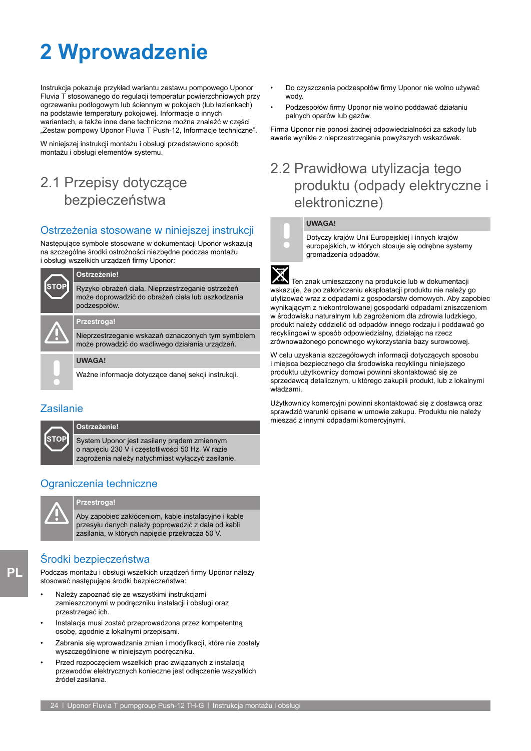# 2 Wprowadzenie

Instrukcja pokazuje przykład wariantu zestawu pompowego Uponor Fluvia T stosowanego do regulacji temperatur powierzchniowych przy ogrzewaniu podłogowym lub ściennym w pokojach (lub łazienkach) na podstawie temperatury pokojowej. Informacje o innych wariantach, a także inne dane techniczne można znaleźć w części „Zestaw pompowy Uponor Fluvia T Push-12, Informacje techniczne".

W niniejszej instrukcji montażu i obsługi przedstawiono sposób montażu i obsługi elementów systemu.

## 2.1 Przepisy dotyczące bezpieczeństwa

### Ostrzeżenia stosowane w niniejszej instrukcji

Następujące symbole stosowane w dokumentacji Uponor wskazują na szczególne środki ostrożności niezbędne podczas montażu i obsługi wszelkich urządzeń firmy Uponor:

**Ostrzeżenie!**

Ryzyko obrażeń ciała. Nieprzestrzeganie ostrzeżeń może doprowadzić do obrażeń ciała lub uszkodzenia podzespołów.

**Przestroga!**

Nieprzestrzeganie wskazań oznaczonych tym symbolem może prowadzić do wadliwego działania urządzeń.

**UWAGA!**

Ważne informacje dotyczące danej sekcji instrukcji.

### Zasilanie

**Ostrzeżenie!**

System Uponor jest zasilany prądem zmiennym o napięciu 230 V i częstotliwości 50 Hz. W razie zagrożenia należy natychmiast wyłączyć zasilanie.

### Ograniczenia techniczne

**Przestroga!**

Aby zapobiec zakłóceniom, kable instalacyjne i kable przesyłu danych należy poprowadzić z dala od kabli zasilania, w których napięcie przekracza 50 V.

### Środki bezpieczeństwa

Podczas montażu i obsługi wszelkich urządzeń firmy Uponor należy stosować następujące środki bezpieczeństwa:

- Należy zapoznać się ze wszystkimi instrukcjami zamieszczonymi w podręczniku instalacji i obsługi oraz przestrzegać ich.
- Instalacja musi zostać przeprowadzona przez kompetentną osobę, zgodnie z lokalnymi przepisami.
- Zabrania się wprowadzania zmian i modyfikacji, które nie zostały wyszczególnione w niniejszym podręczniku.
- Przed rozpoczęciem wszelkich prac związanych z instalacją przewodów elektrycznych konieczne jest odłączenie wszystkich źródeł zasilania.
- Do czyszczenia podzespołów firmy Uponor nie wolno używać wody.
- Podzespołów firmy Uponor nie wolno poddawać działaniu palnych oparów lub gazów.

Firma Uponor nie ponosi żadnej odpowiedzialności za szkody lub awarie wynikłe z nieprzestrzegania powyższych wskazówek.

## 2.2 Prawidłowa utylizacja tego produktu (odpady elektryczne i elektroniczne)

**UWAGA!**

Dotyczy krajów Unii Europejskiej i innych krajów europejskich, w których stosuje się odrębne systemy gromadzenia odpadów.

Ten znak umieszczony na produkcie lub w dokumentacji wskazuje, że po zakończeniu eksploatacji produktu nie należy go utylizować wraz z odpadami z gospodarstw domowych. Aby zapobiec wynikającym z niekontrolowanej gospodarki odpadami zniszczeniom w środowisku naturalnym lub zagrożeniom dla zdrowia ludzkiego, produkt należy oddzielić od odpadów innego rodzaju i poddawać go recyklingowi w sposób odpowiedzialny, działając na rzecz zrównoważonego ponownego wykorzystania bazy surowcowej.

W celu uzyskania szczegółowych informacji dotyczących sposobu i miejsca bezpiecznego dla środowiska recyklingu niniejszego produktu użytkownicy domowi powinni skontaktować się ze sprzedawcą detalicznym, u którego zakupili produkt, lub z lokalnymi władzami.

Użytkownicy komercyjni powinni skontaktować się z dostawcą oraz sprawdzić warunki opisane w umowie zakupu. Produktu nie należy mieszać z innymi odpadami komercyjnymi.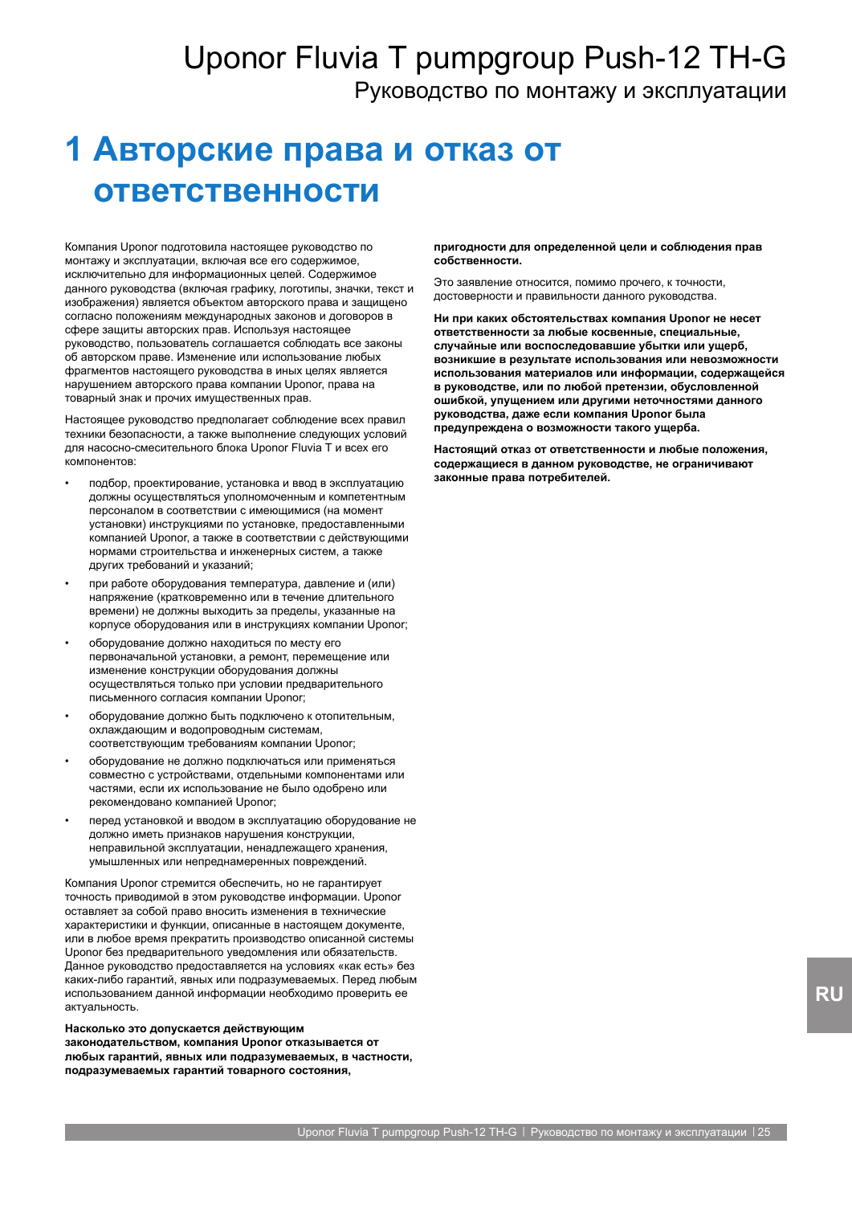# 1 Авторские права и отказ от ответственности

Компания Uponor подготовила настоящее руководство по монтажу и эксплуатации, включая все его содержимое, исключительно для информационных целей. Содержимое данного руководства (включая графику, логотипы, значки, текст и изображения) является объектом авторского права и защищено согласно положениям международных законов и договоров в сфере защиты авторских прав. Используя настоящее руководство, пользователь соглашается соблюдать все законы об авторском праве. Изменение или использование любых фрагментов настоящего руководства в иных целях является нарушением авторского права компании Uponor, права на товарный знак и прочих имущественных прав.

Настоящее руководство предполагает соблюдение всех правил техники безопасности, а также выполнение следующих условий для насосно-смесительного блока Uponor Fluvia T и всех его компонентов:

- подбор, проектирование, установка и ввод в эксплуатацию должны осуществляться уполномоченным и компетентным персоналом в соответствии с имеющимися (на момент установки) инструкциями по установке, предоставленными компанией Uponor, а также в соответствии с действующими нормами строительства и инженерных систем, а также других требований и указаний;
- при работе оборудования температура, давление и (или) напряжение (кратковременно или в течение длительного времени) не должны выходить за пределы, указанные на корпусе оборудования или в инструкциях компании Uponor;
- оборудование должно находиться по месту его первоначальной установки, а ремонт, перемещение или изменение конструкции оборудования должны осуществляться только при условии предварительного письменного согласия компании Uponor;
- оборудование должно быть подключено к отопительным, охлаждающим и водопроводным системам, соответствующим требованиям компании Uponor;
- оборудование не должно подключаться или применяться совместно с устройствами, отдельными компонентами или частями, если их использование не было одобрено или рекомендовано компанией Uponor;
- перед установкой и вводом в эксплуатацию оборудование не должно иметь признаков нарушения конструкции, неправильной эксплуатации, ненадлежащего хранения, умышленных или непреднамеренных повреждений.

Компания Uponor стремится обеспечить, но не гарантирует точность приводимой в этом руководстве информации. Uponor оставляет за собой право вносить изменения в технические характеристики и функции, описанные в настоящем документе, или в любое время прекратить производство описанной системы Uponor без предварительного уведомления или обязательств. Данное руководство предоставляется на условиях «как есть» без каких-либо гарантий, явных или подразумеваемых. Перед любым использованием данной информации необходимо проверить ее актуальность.

**Насколько это допускается действующим законодательством, компания Uponor отказывается от любых гарантий, явных или подразумеваемых, в частности, подразумеваемых гарантий товарного состояния, пригодности для определенной цели и соблюдения прав собственности.**

Это заявление относится, помимо прочего, к точности, достоверности и правильности данного руководства.

**Ни при каких обстоятельствах компания Uponor не несет ответственности за любые косвенные, специальные, случайные или воспоследовавшие убытки или ущерб, возникшие в результате использования или невозможности использования материалов или информации, содержащейся в руководстве, или по любой претензии, обусловленной ошибкой, упущением или другими неточностями данного руководства, даже если компания Uponor была предупреждена о возможности такого ущерба.**

**Настоящий отказ от ответственности и любые положения, содержащиеся в данном руководстве, не ограничивают законные права потребителей.**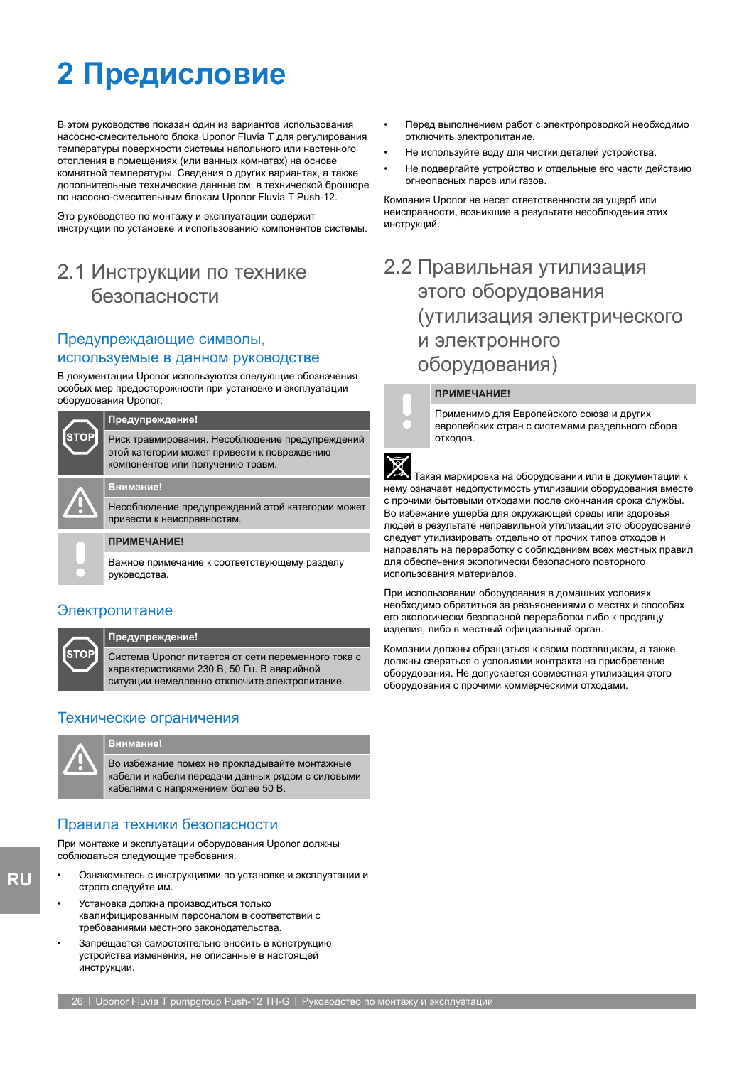# 2 Предисловие

В этом руководстве показан один из вариантов использования насосно-смесительного блока Uponor Fluvia T для регулирования температуры поверхности системы напольного или настенного отопления в помещениях (или ванных комнатах) на основе комнатной температуры. Сведения о других вариантах, а также дополнительные технические данные см. в технической брошюре по насосно-смесительным блокам Uponor Fluvia T Push-12.

Это руководство по монтажу и эксплуатации содержит инструкции по установке и использованию компонентов системы.

## 2.1 Инструкции по технике безопасности

### Предупреждающие символы, используемые в данном руководстве

В документации Uponor используются следующие обозначения особых мер предосторожности при установке и эксплуатации оборудования Uponor:

**Предупреждение!**

Риск травмирования. Несоблюдение предупреждений этой категории может привести к повреждению компонентов или получению травм.

**Внимание!**

Несоблюдение предупреждений этой категории может привести к неисправностям.

**ПРИМЕЧАНИЕ!**

Важное примечание к соответствующему разделу руководства.

### Электропитание

**Предупреждение!**

Система Uponor питается от сети переменного тока с характеристиками 230 В, 50 Гц. В аварийной ситуации немедленно отключите электропитание.

### Технические ограничения

**Внимание!**

Во избежание помех не прокладывайте монтажные кабели и кабели передачи данных рядом с силовыми кабелями с напряжением более 50 В.

### Правила техники безопасности

При монтаже и эксплуатации оборудования Uponor должны соблюдаться следующие требования.

- Ознакомьтесь с инструкциями по установке и эксплуатации и строго следуйте им.
- Установка должна производиться только квалифицированным персоналом в соответствии с требованиями местного законодательства.
- Запрещается самостоятельно вносить в конструкцию устройства изменения, не описанные в настоящей инструкции.
- Перед выполнением работ с электропроводкой необходимо отключить электропитание.
- Не используйте воду для чистки деталей устройства.
- Не подвергайте устройство и отдельные его части действию огнеопасных паров или газов.

Компания Uponor не несет ответственности за ущерб или неисправности, возникшие в результате несоблюдения этих инструкций.

## 2.2 Правильная утилизация этого оборудования (утилизация электрического и электронного оборудования)

**ПРИМЕЧАНИЕ!**

Применимо для Европейского союза и других европейских стран с системами раздельного сбора отходов.

Такая маркировка на оборудовании или в документации к нему означает недопустимость утилизации оборудования вместе с прочими бытовыми отходами после окончания срока службы. Во избежание ущерба для окружающей среды или здоровья людей в результате неправильной утилизации это оборудование следует утилизировать отдельно от прочих типов отходов и направлять на переработку с соблюдением всех местных правил для обеспечения экологически безопасного повторного использования материалов.

При использовании оборудования в домашних условиях необходимо обратиться за разъяснениями о местах и способах его экологически безопасной переработки либо к продавцу изделия, либо в местный официальный орган.

Компании должны обращаться к своим поставщикам, а также должны сверяться с условиями контракта на приобретение оборудования. Не допускается совместная утилизация этого оборудования с прочими коммерческими отходами.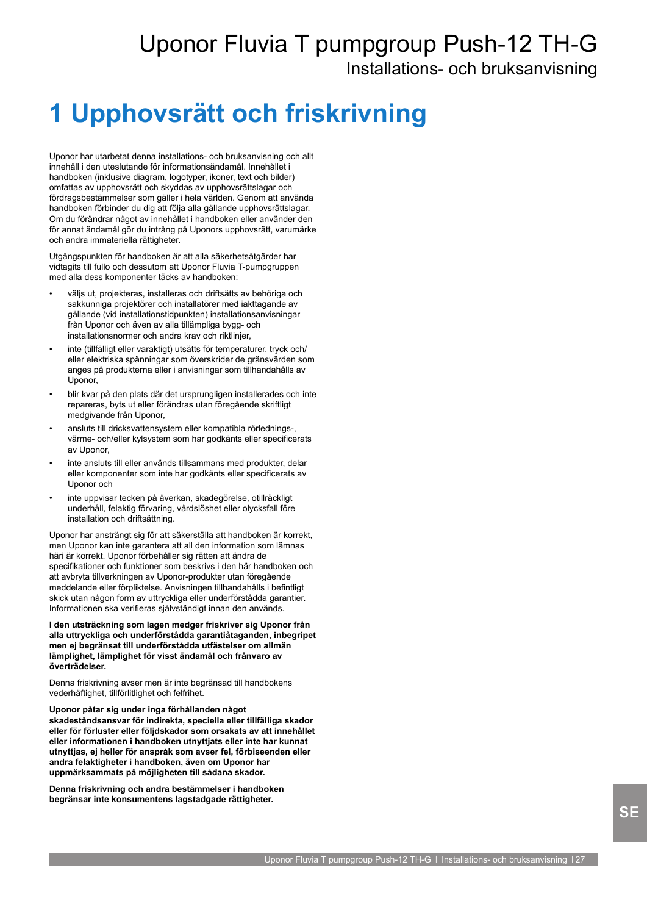# 1 Upphovsrätt och friskrivning

Uponor har utarbetat denna installations- och bruksanvisning och allt innehåll i den uteslutande för informationsändamål. Innehållet i handboken (inklusive diagram, logotyper, ikoner, text och bilder) omfattas av upphovsrätt och skyddas av upphovsrättslagar och fördragsbestämmelser som gäller i hela världen. Genom att använda handboken förbinder du dig att följa alla gällande upphovsrättslagar. Om du förändrar något av innehållet i handboken eller använder den för annat ändamål gör du intrång på Uponors upphovsrätt, varumärke och andra immateriella rättigheter.

Utgångspunkten för handboken är att alla säkerhetsåtgärder har vidtagits till fullo och dessutom att Uponor Fluvia T-pumpgruppen med alla dess komponenter täcks av handboken:

- väljs ut, projekteras, installeras och driftsätts av behöriga och sakkunniga projektörer och installatörer med iakttagande av gällande (vid installationstidpunkten) installationsanvisningar från Uponor och även av alla tillämpliga bygg- och installationsnormer och andra krav och riktlinjer,
- inte (tillfälligt eller varaktigt) utsätts för temperaturer, tryck och/ eller elektriska spänningar som överskrider de gränsvärden som anges på produkterna eller i anvisningar som tillhandahålls av Uponor,
- blir kvar på den plats där det ursprungligen installerades och inte repareras, byts ut eller förändras utan föregående skriftligt medgivande från Uponor,
- ansluts till dricksvattensystem eller kompatibla rörlednings-, värme- och/eller kylsystem som har godkänts eller specificerats av Uponor,
- inte ansluts till eller används tillsammans med produkter, delar eller komponenter som inte har godkänts eller specificerats av Uponor och
- inte uppvisar tecken på åverkan, skadegörelse, otillräckligt underhåll, felaktig förvaring, vårdslöshet eller olycksfall före installation och driftsättning.

Uponor har ansträngt sig för att säkerställa att handboken är korrekt, men Uponor kan inte garantera att all den information som lämnas häri är korrekt. Uponor förbehåller sig rätten att ändra de specifikationer och funktioner som beskrivs i den här handboken och att avbryta tillverkningen av Uponor-produkter utan föregående meddelande eller förpliktelse. Anvisningen tillhandahålls i befintligt skick utan någon form av uttryckliga eller underförstådda garantier. Informationen ska verifieras självständigt innan den används.

**I den utsträckning som lagen medger friskriver sig Uponor från alla uttryckliga och underförstådda garantiåtaganden, inbegripet men ej begränsat till underförstådda utfästelser om allmän lämplighet, lämplighet för visst ändamål och frånvaro av överträdelser.**

Denna friskrivning avser men är inte begränsad till handbokens vederhäftighet, tillförlitlighet och felfrihet.

**Uponor påtar sig under inga förhållanden något skadeståndsansvar för indirekta, speciella eller tillfälliga skador eller för förluster eller följdskador som orsakats av att innehållet eller informationen i handboken utnyttjats eller inte har kunnat utnyttjas, ej heller för anspråk som avser fel, förbiseenden eller andra felaktigheter i handboken, även om Uponor har uppmärksammats på möjligheten till sådana skador.**

**Denna friskrivning och andra bestämmelser i handboken begränsar inte konsumentens lagstadgade rättigheter.**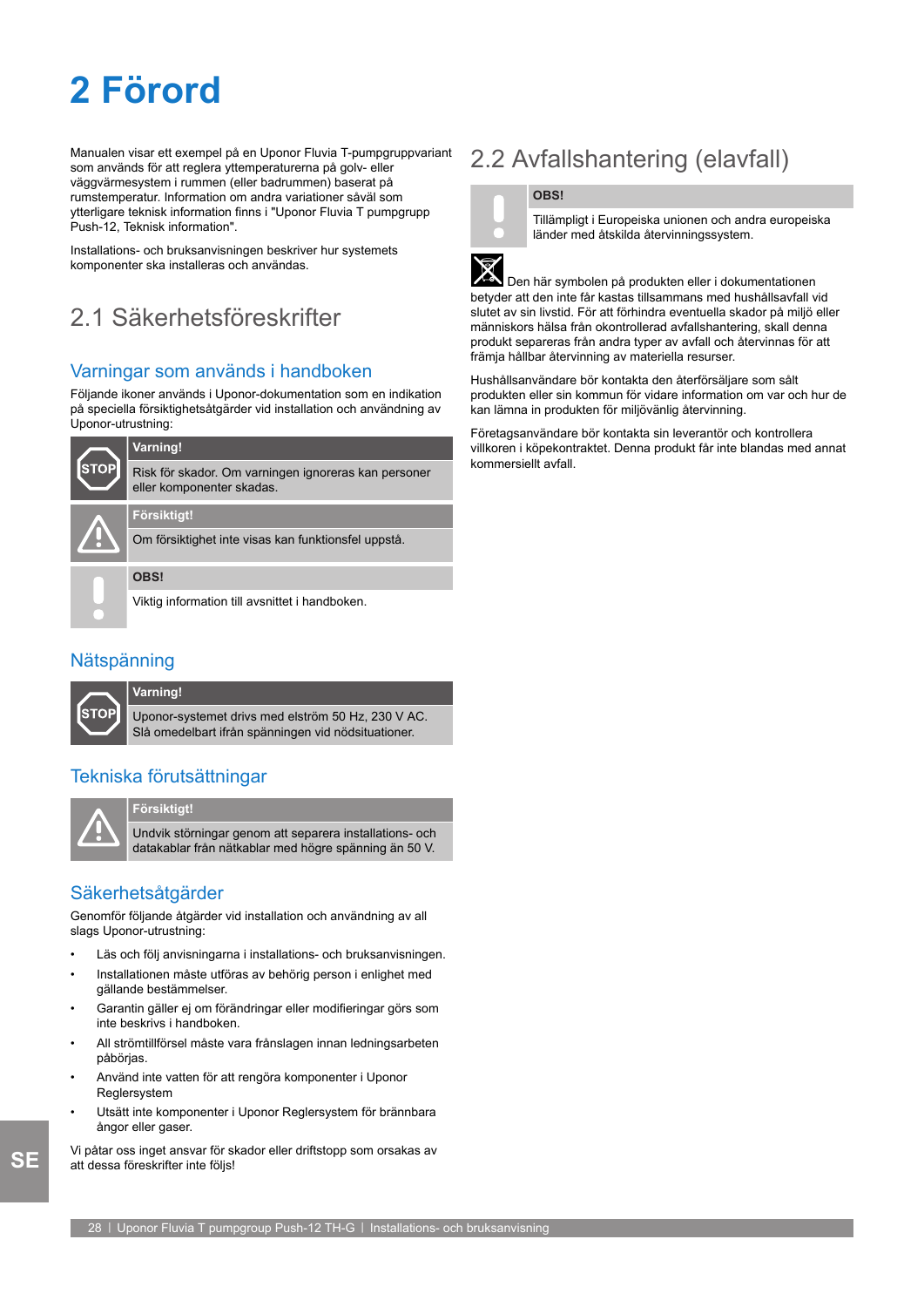# 2 Förord

Manualen visar ett exempel på en Uponor Fluvia T-pumpgruppvariant som används för att reglera yttemperaturerna på golv- eller väggvärmesystem i rummen (eller badrummen) baserat på rumstemperatur. Information om andra variationer såväl som ytterligare teknisk information finns i "Uponor Fluvia T pumpgrupp Push-12, Teknisk information".

Installations- och bruksanvisningen beskriver hur systemets komponenter ska installeras och användas.

## 2.1 Säkerhetsföreskrifter

### Varningar som används i handboken

Följande ikoner används i Uponor-dokumentation som en indikation på speciella försiktighetsåtgärder vid installation och användning av Uponor-utrustning:

**Varning!**

Risk för skador. Om varningen ignoreras kan personer eller komponenter skadas.

**Försiktigt!**

Om försiktighet inte visas kan funktionsfel uppstå.

**OBS!**

Viktig information till avsnittet i handboken.

### Nätspänning

**Varning!**

Uponor-systemet drivs med elström 50 Hz, 230 V AC. Slå omedelbart ifrån spänningen vid nödsituationer.

### Tekniska förutsättningar

**Försiktigt!**

Undvik störningar genom att separera installations- och datakablar från nätkablar med högre spänning än 50 V.

### Säkerhetsåtgärder

Genomför följande åtgärder vid installation och användning av all slags Uponor-utrustning:

- Läs och följ anvisningarna i installations- och bruksanvisningen.
- Installationen måste utföras av behörig person i enlighet med gällande bestämmelser.
- Garantin gäller ej om förändringar eller modifieringar görs som inte beskrivs i handboken.
- All strömtillförsel måste vara frånslagen innan ledningsarbeten påbörjas.
- Använd inte vatten för att rengöra komponenter i Uponor Reglersystem
- Utsätt inte komponenter i Uponor Reglersystem för brännbara ångor eller gaser.

Vi påtar oss inget ansvar för skador eller driftstopp som orsakas av att dessa föreskrifter inte följs!

## 2.2 Avfallshantering (elavfall)

**OBS!**

Tillämpligt i Europeiska unionen och andra europeiska länder med åtskilda återvinningssystem.

Den här symbolen på produkten eller i dokumentationen betyder att den inte får kastas tillsammans med hushållsavfall vid slutet av sin livstid. För att förhindra eventuella skador på miljö eller människors hälsa från okontrollerad avfallshantering, skall denna produkt separeras från andra typer av avfall och återvinnas för att främja hållbar återvinning av materiella resurser.

Hushållsanvändare bör kontakta den återförsäljare som sålt produkten eller sin kommun för vidare information om var och hur de kan lämna in produkten för miljövänlig återvinning.

Företagsanvändare bör kontakta sin leverantör och kontrollera villkoren i köpekontraktet. Denna produkt får inte blandas med annat kommersiellt avfall.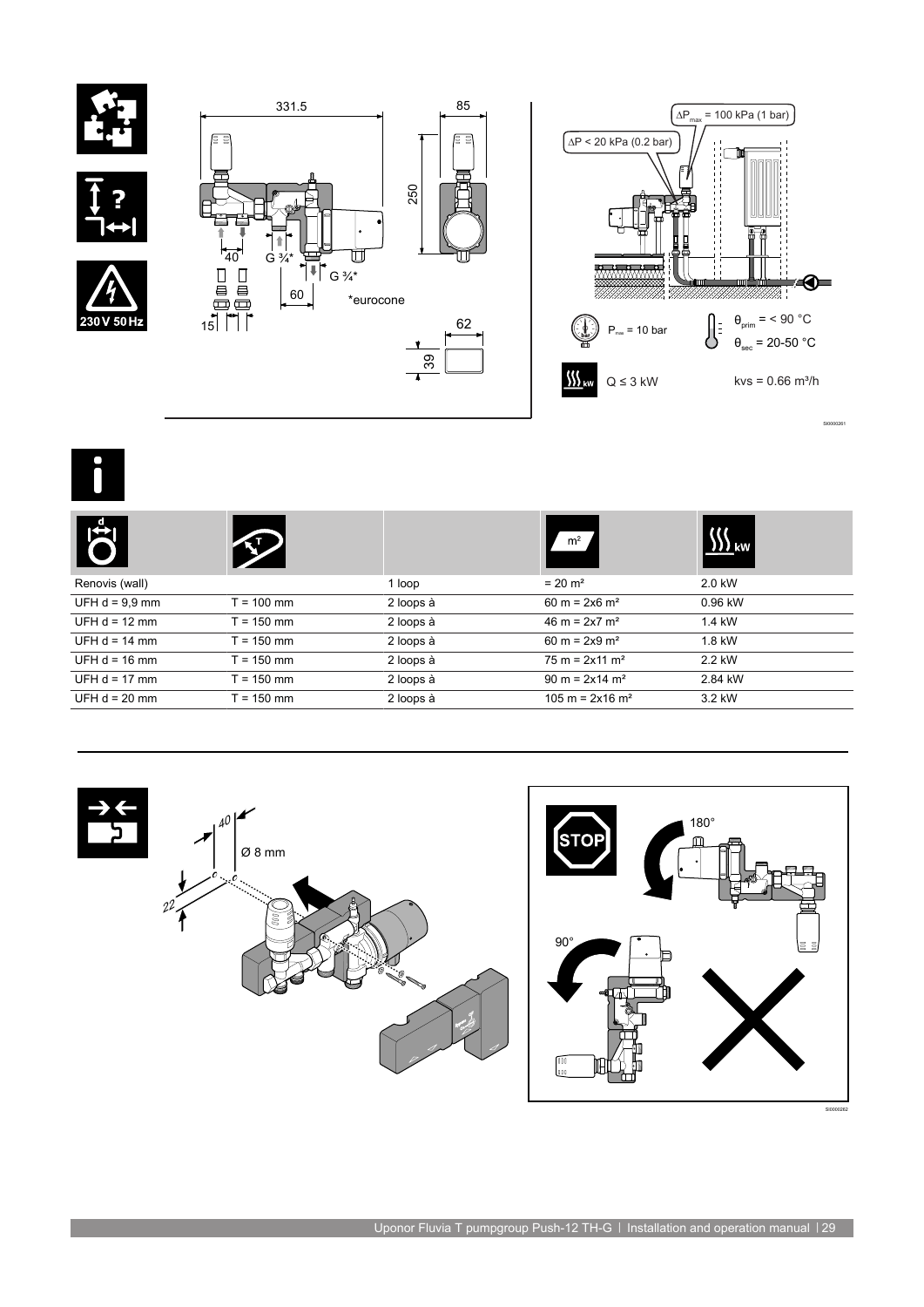331.5

85

250

40

G ¾*

G ¾*

60

*eurocone

15

62

39

230 V 50 Hz

$\Delta P_{max}$ = 100 kPa (1 bar)

$\Delta P$ < 20 kPa (0.2 bar)

$P_{max}$ = 10 bar

$\theta_{prim}$ = < 90 °C

$\theta_{sec}$ = 20-50 °C

Q ≤ 3 kW

kvs = 0.66 m³/h

SI0000261

| d | T | | m² | kW |
|---|---|---|---|---|
| Renovis (wall) | | 1 loop | = 20 m² | 2.0 kW |
| UFH d = 9,9 mm | T = 100 mm | 2 loops à | 60 m = 2x6 m² | 0.96 kW |
| UFH d = 12 mm | T = 150 mm | 2 loops à | 46 m = 2x7 m² | 1.4 kW |
| UFH d = 14 mm | T = 150 mm | 2 loops à | 60 m = 2x9 m² | 1.8 kW |
| UFH d = 16 mm | T = 150 mm | 2 loops à | 75 m = 2x11 m² | 2.2 kW |
| UFH d = 17 mm | T = 150 mm | 2 loops à | 90 m = 2x14 m² | 2.84 kW |
| UFH d = 20 mm | T = 150 mm | 2 loops à | 105 m = 2x16 m² | 3.2 kW |

40

Ø 8 mm

22

STOP

180°

90°

SI0000262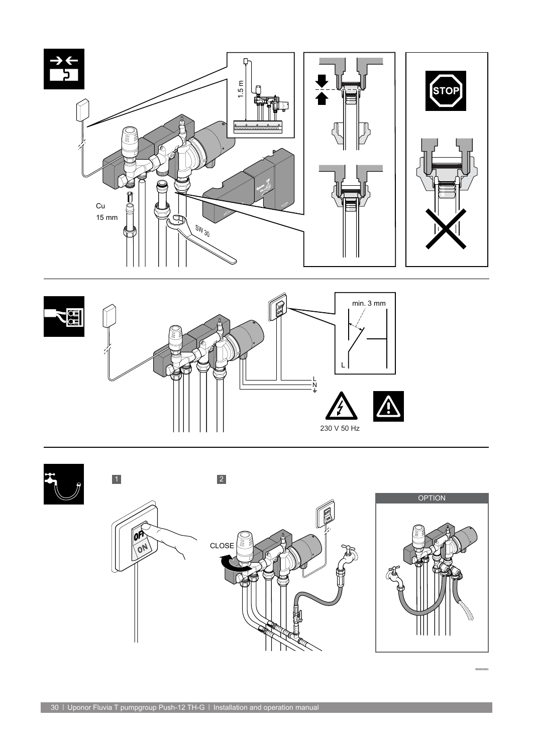1.5 m

Cu

15 mm

SW 30

STOP

min. 3 mm

L

L

N

230 V 50 Hz

1

2

CLOSE

OPTION

SI0000263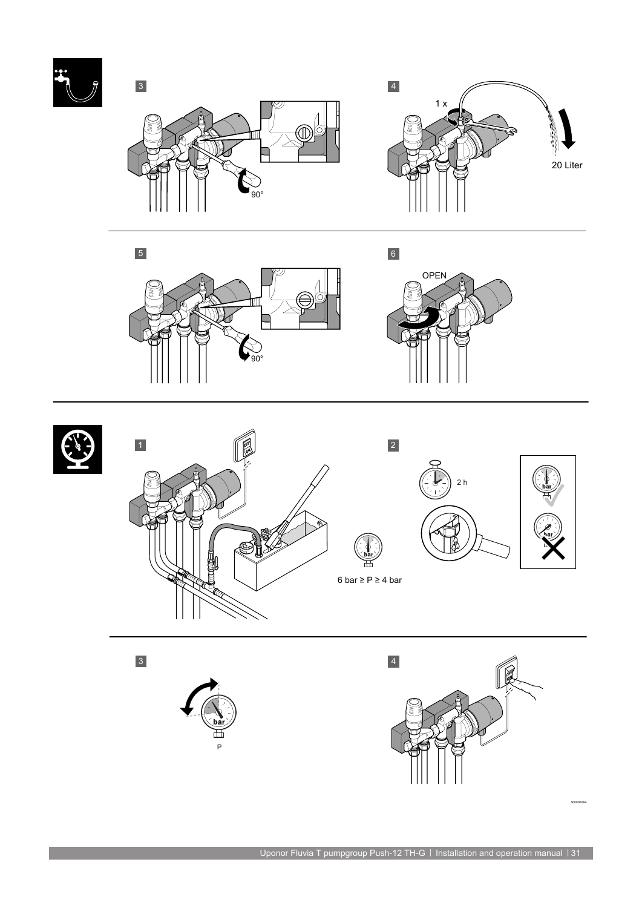3

90°

4

1 x

20 Liter

5

90°

6

OPEN

1

OFF

ON

bar

6 bar ≥ P ≥ 4 bar

2

2 h

bar

bar

3

bar

P

4

ON

SI0000264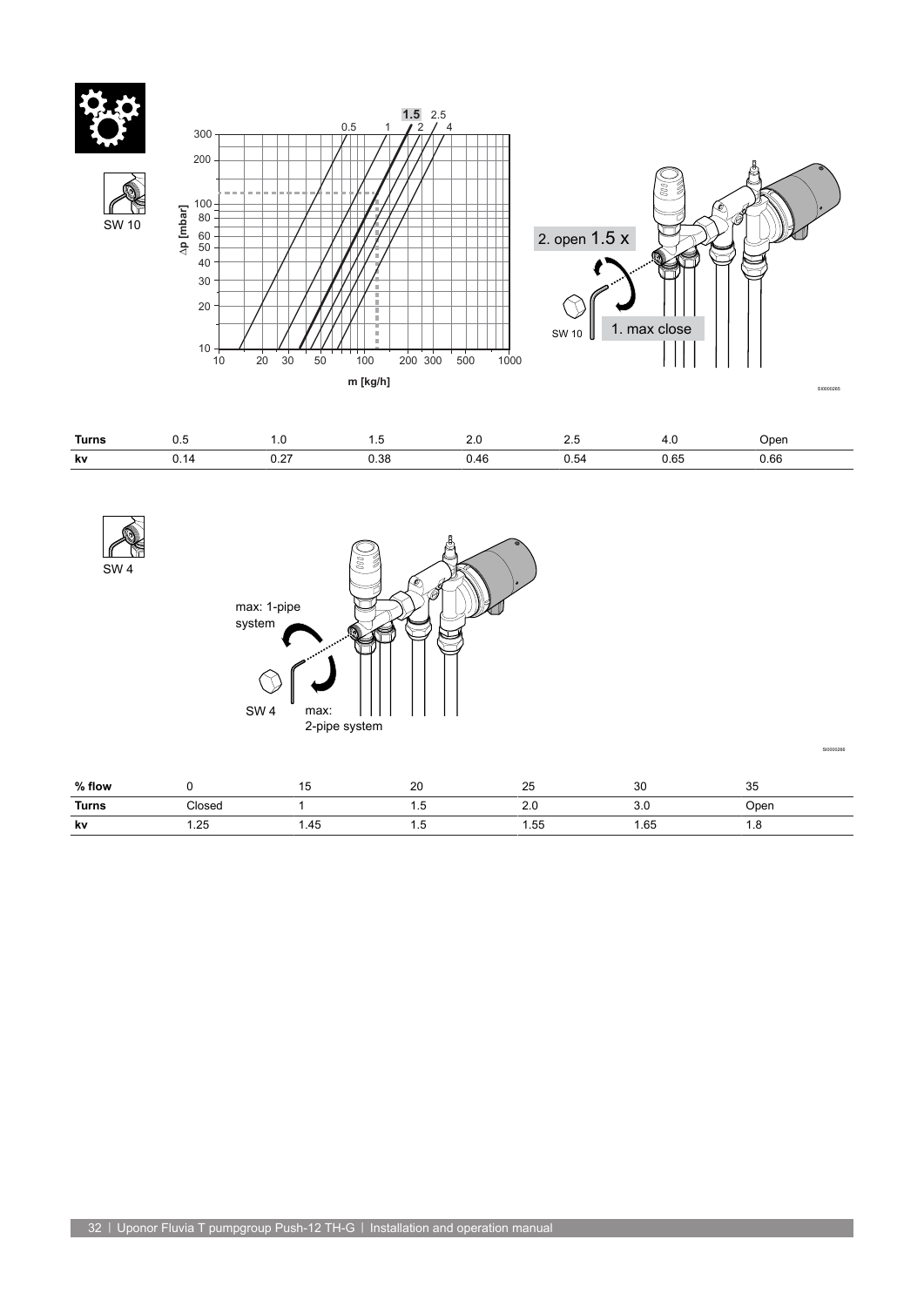| Turns | 0.5 | 1.0 | 1.5 | 2.0 | 2.5 | 4.0 | Open |
| --- | --- | --- | --- | --- | --- | --- | --- |
| kv | 0.14 | 0.27 | 0.38 | 0.46 | 0.54 | 0.65 | 0.66 |

| % flow | 0 | 15 | 20 | 25 | 30 | 35 |
| --- | --- | --- | --- | --- | --- | --- |
| Turns | Closed | 1 | 1.5 | 2.0 | 3.0 | Open |
| kv | 1.25 | 1.45 | 1.5 | 1.55 | 1.65 | 1.8 |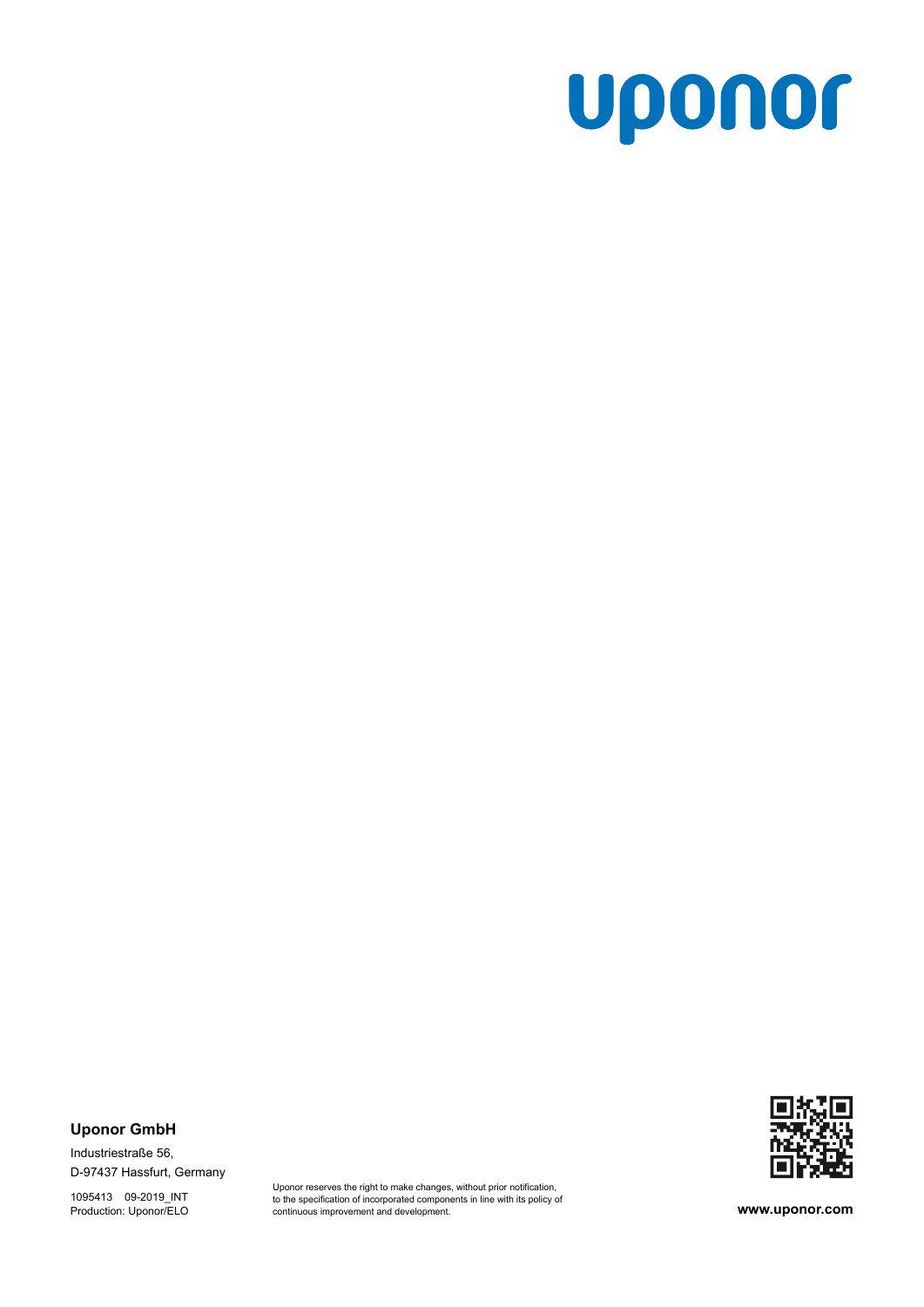uponor

**Uponor GmbH**

Industriestraße 56,
D-97437 Hassfurt, Germany

1095413 09-2019_INT
Production: Uponor/ELO

Uponor reserves the right to make changes, without prior notification, to the specification of incorporated components in line with its policy of continuous improvement and development.

**www.uponor.com**